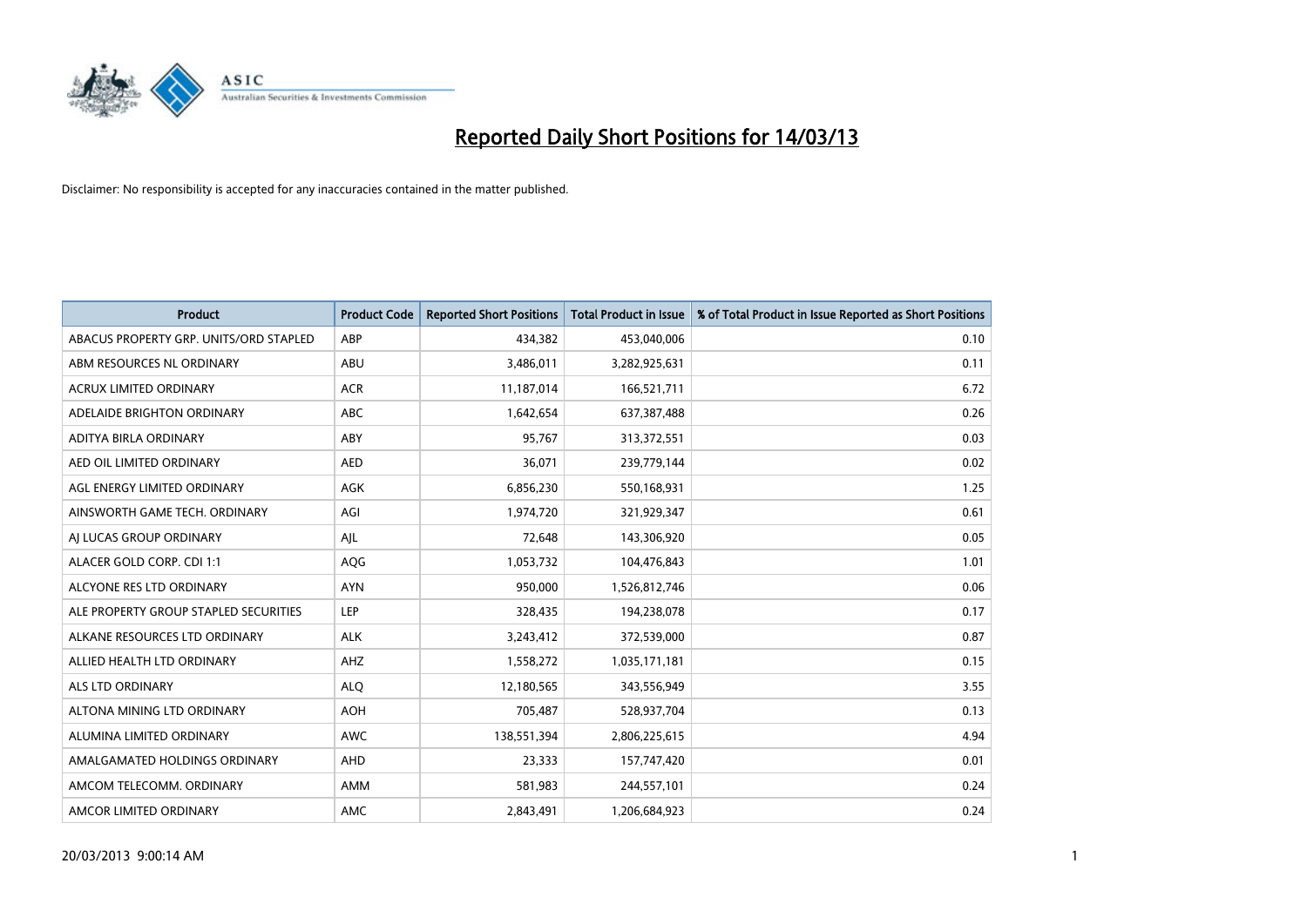# Reported Daily Short Positions for 14/03/13

Disclaimer: No responsibility is accepted for any inaccuracies contained in the matter published.

| Product | Product Code | Reported Short Positions | Total Product in Issue | % of Total Product in Issue Reported as Short Positions |
|---|---|---|---|---|
| ABACUS PROPERTY GRP. UNITS/ORD STAPLED | ABP | 434,382 | 453,040,006 | 0.10 |
| ABM RESOURCES NL ORDINARY | ABU | 3,486,011 | 3,282,925,631 | 0.11 |
| ACRUX LIMITED ORDINARY | ACR | 11,187,014 | 166,521,711 | 6.72 |
| ADELAIDE BRIGHTON ORDINARY | ABC | 1,642,654 | 637,387,488 | 0.26 |
| ADITYA BIRLA ORDINARY | ABY | 95,767 | 313,372,551 | 0.03 |
| AED OIL LIMITED ORDINARY | AED | 36,071 | 239,779,144 | 0.02 |
| AGL ENERGY LIMITED ORDINARY | AGK | 6,856,230 | 550,168,931 | 1.25 |
| AINSWORTH GAME TECH. ORDINARY | AGI | 1,974,720 | 321,929,347 | 0.61 |
| AJ LUCAS GROUP ORDINARY | AJL | 72,648 | 143,306,920 | 0.05 |
| ALACER GOLD CORP. CDI 1:1 | AQG | 1,053,732 | 104,476,843 | 1.01 |
| ALCYONE RES LTD ORDINARY | AYN | 950,000 | 1,526,812,746 | 0.06 |
| ALE PROPERTY GROUP STAPLED SECURITIES | LEP | 328,435 | 194,238,078 | 0.17 |
| ALKANE RESOURCES LTD ORDINARY | ALK | 3,243,412 | 372,539,000 | 0.87 |
| ALLIED HEALTH LTD ORDINARY | AHZ | 1,558,272 | 1,035,171,181 | 0.15 |
| ALS LTD ORDINARY | ALQ | 12,180,565 | 343,556,949 | 3.55 |
| ALTONA MINING LTD ORDINARY | AOH | 705,487 | 528,937,704 | 0.13 |
| ALUMINA LIMITED ORDINARY | AWC | 138,551,394 | 2,806,225,615 | 4.94 |
| AMALGAMATED HOLDINGS ORDINARY | AHD | 23,333 | 157,747,420 | 0.01 |
| AMCOM TELECOMM. ORDINARY | AMM | 581,983 | 244,557,101 | 0.24 |
| AMCOR LIMITED ORDINARY | AMC | 2,843,491 | 1,206,684,923 | 0.24 |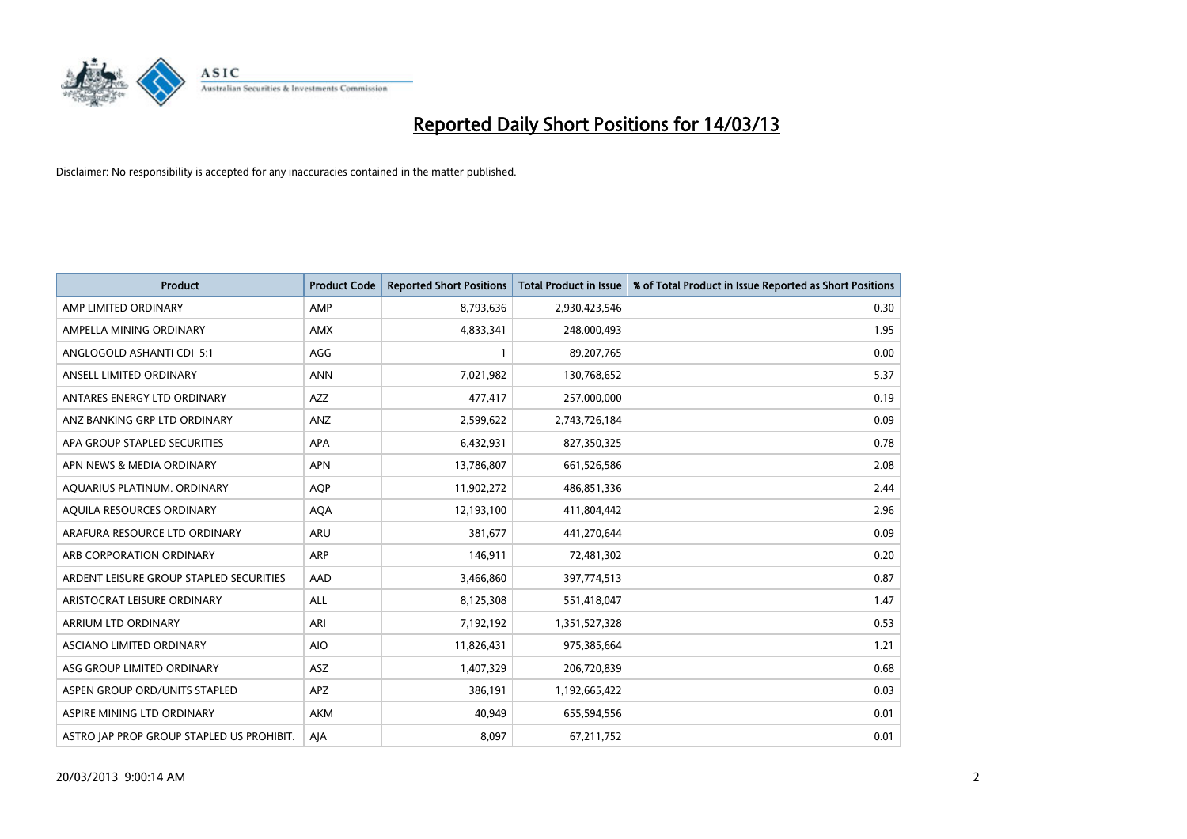# Reported Daily Short Positions for 14/03/13

Disclaimer: No responsibility is accepted for any inaccuracies contained in the matter published.

| Product | Product Code | Reported Short Positions | Total Product in Issue | % of Total Product in Issue Reported as Short Positions |
|---|---|---|---|---|
| AMP LIMITED ORDINARY | AMP | 8,793,636 | 2,930,423,546 | 0.30 |
| AMPELLA MINING ORDINARY | AMX | 4,833,341 | 248,000,493 | 1.95 |
| ANGLOGOLD ASHANTI CDI 5:1 | AGG | 1 | 89,207,765 | 0.00 |
| ANSELL LIMITED ORDINARY | ANN | 7,021,982 | 130,768,652 | 5.37 |
| ANTARES ENERGY LTD ORDINARY | AZZ | 477,417 | 257,000,000 | 0.19 |
| ANZ BANKING GRP LTD ORDINARY | ANZ | 2,599,622 | 2,743,726,184 | 0.09 |
| APA GROUP STAPLED SECURITIES | APA | 6,432,931 | 827,350,325 | 0.78 |
| APN NEWS & MEDIA ORDINARY | APN | 13,786,807 | 661,526,586 | 2.08 |
| AQUARIUS PLATINUM. ORDINARY | AQP | 11,902,272 | 486,851,336 | 2.44 |
| AQUILA RESOURCES ORDINARY | AQA | 12,193,100 | 411,804,442 | 2.96 |
| ARAFURA RESOURCE LTD ORDINARY | ARU | 381,677 | 441,270,644 | 0.09 |
| ARB CORPORATION ORDINARY | ARP | 146,911 | 72,481,302 | 0.20 |
| ARDENT LEISURE GROUP STAPLED SECURITIES | AAD | 3,466,860 | 397,774,513 | 0.87 |
| ARISTOCRAT LEISURE ORDINARY | ALL | 8,125,308 | 551,418,047 | 1.47 |
| ARRIUM LTD ORDINARY | ARI | 7,192,192 | 1,351,527,328 | 0.53 |
| ASCIANO LIMITED ORDINARY | AIO | 11,826,431 | 975,385,664 | 1.21 |
| ASG GROUP LIMITED ORDINARY | ASZ | 1,407,329 | 206,720,839 | 0.68 |
| ASPEN GROUP ORD/UNITS STAPLED | APZ | 386,191 | 1,192,665,422 | 0.03 |
| ASPIRE MINING LTD ORDINARY | AKM | 40,949 | 655,594,556 | 0.01 |
| ASTRO JAP PROP GROUP STAPLED US PROHIBIT. | AJA | 8,097 | 67,211,752 | 0.01 |

20/03/2013 9:00:14 AM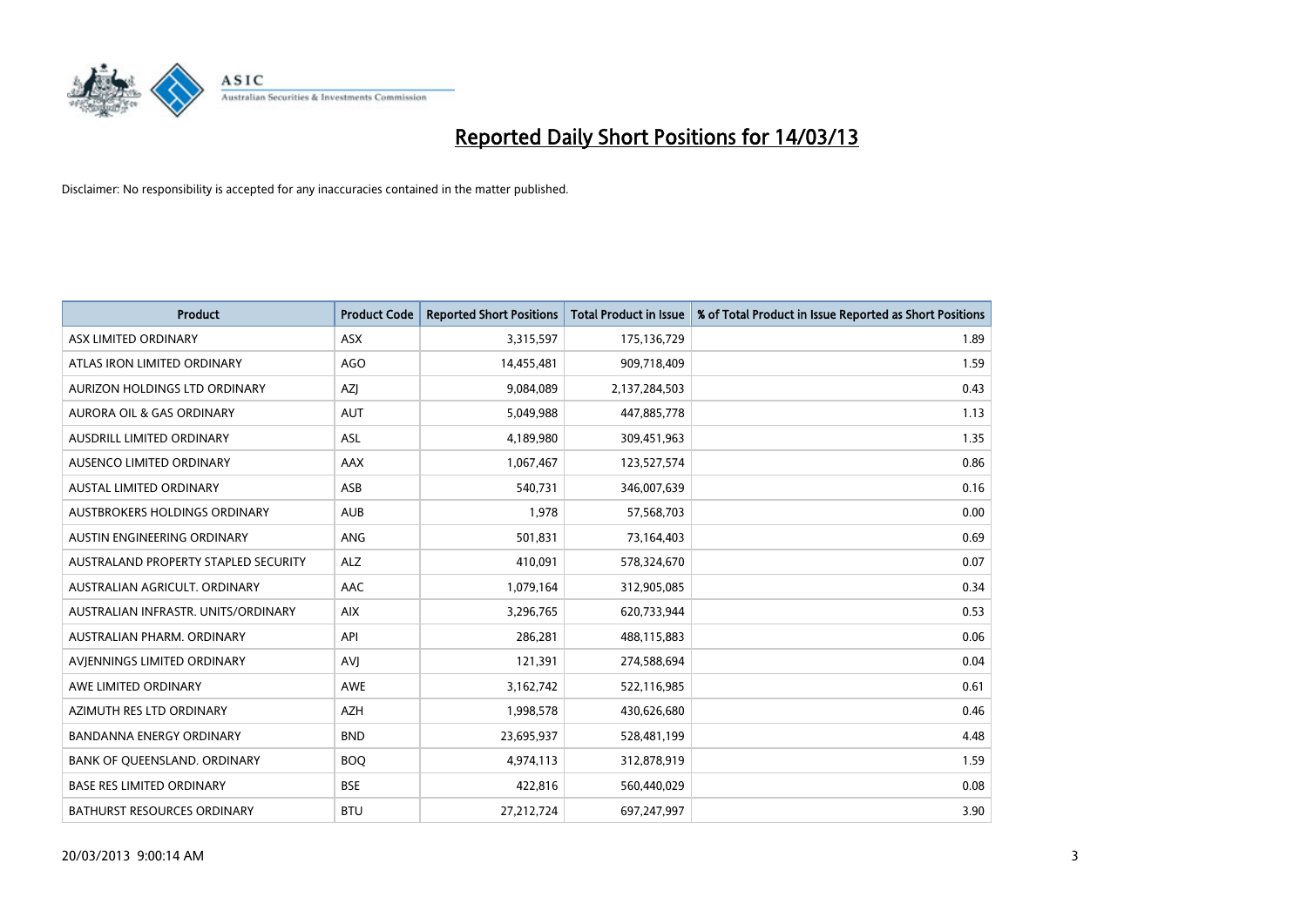# Reported Daily Short Positions for 14/03/13

Disclaimer: No responsibility is accepted for any inaccuracies contained in the matter published.

| Product | Product Code | Reported Short Positions | Total Product in Issue | % of Total Product in Issue Reported as Short Positions |
|---|---|---|---|---|
| ASX LIMITED ORDINARY | ASX | 3,315,597 | 175,136,729 | 1.89 |
| ATLAS IRON LIMITED ORDINARY | AGO | 14,455,481 | 909,718,409 | 1.59 |
| AURIZON HOLDINGS LTD ORDINARY | AZJ | 9,084,089 | 2,137,284,503 | 0.43 |
| AURORA OIL & GAS ORDINARY | AUT | 5,049,988 | 447,885,778 | 1.13 |
| AUSDRILL LIMITED ORDINARY | ASL | 4,189,980 | 309,451,963 | 1.35 |
| AUSENCO LIMITED ORDINARY | AAX | 1,067,467 | 123,527,574 | 0.86 |
| AUSTAL LIMITED ORDINARY | ASB | 540,731 | 346,007,639 | 0.16 |
| AUSTBROKERS HOLDINGS ORDINARY | AUB | 1,978 | 57,568,703 | 0.00 |
| AUSTIN ENGINEERING ORDINARY | ANG | 501,831 | 73,164,403 | 0.69 |
| AUSTRALAND PROPERTY STAPLED SECURITY | ALZ | 410,091 | 578,324,670 | 0.07 |
| AUSTRALIAN AGRICULT. ORDINARY | AAC | 1,079,164 | 312,905,085 | 0.34 |
| AUSTRALIAN INFRASTR. UNITS/ORDINARY | AIX | 3,296,765 | 620,733,944 | 0.53 |
| AUSTRALIAN PHARM. ORDINARY | API | 286,281 | 488,115,883 | 0.06 |
| AVJENNINGS LIMITED ORDINARY | AVJ | 121,391 | 274,588,694 | 0.04 |
| AWE LIMITED ORDINARY | AWE | 3,162,742 | 522,116,985 | 0.61 |
| AZIMUTH RES LTD ORDINARY | AZH | 1,998,578 | 430,626,680 | 0.46 |
| BANDANNA ENERGY ORDINARY | BND | 23,695,937 | 528,481,199 | 4.48 |
| BANK OF QUEENSLAND. ORDINARY | BOQ | 4,974,113 | 312,878,919 | 1.59 |
| BASE RES LIMITED ORDINARY | BSE | 422,816 | 560,440,029 | 0.08 |
| BATHURST RESOURCES ORDINARY | BTU | 27,212,724 | 697,247,997 | 3.90 |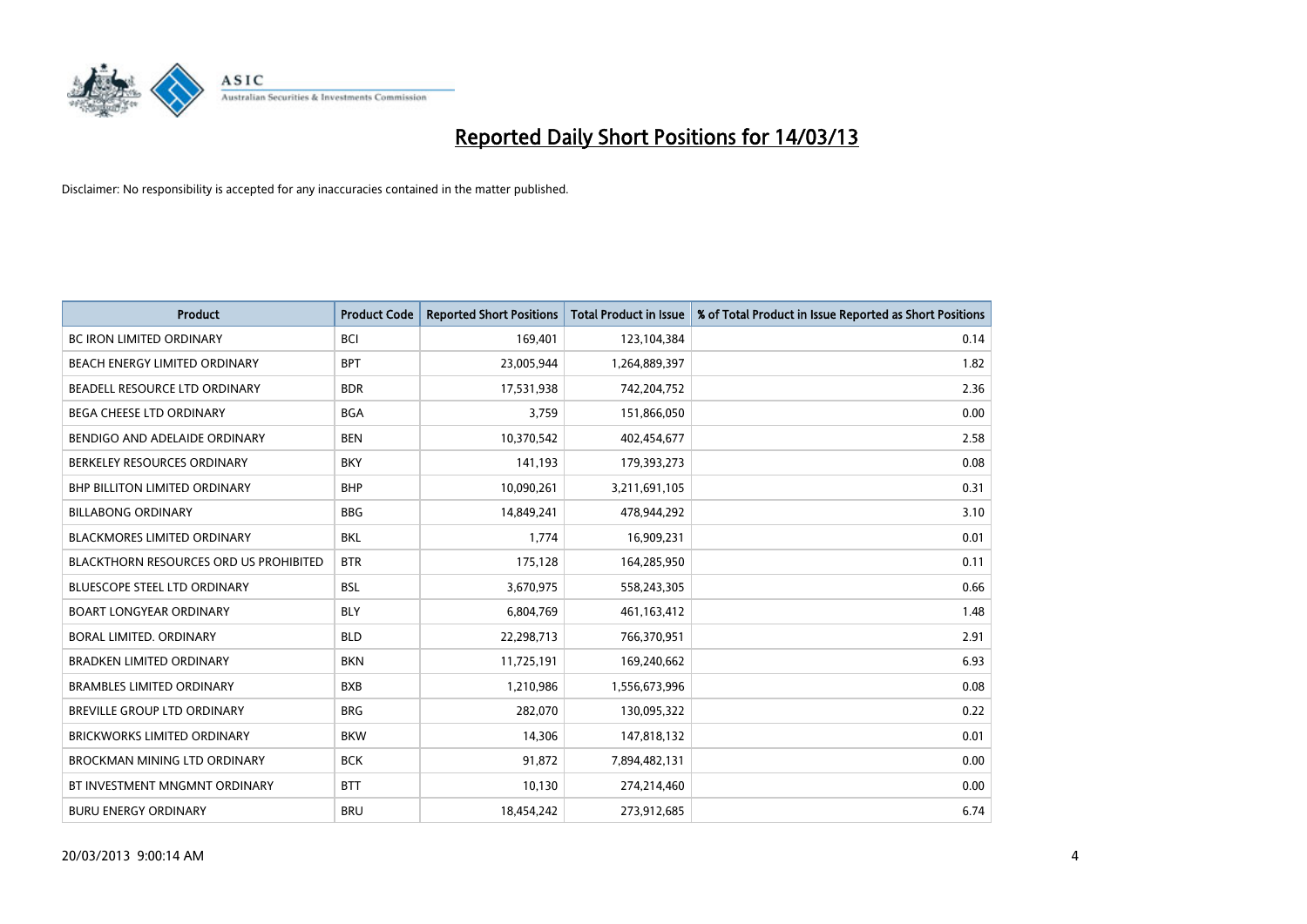# Reported Daily Short Positions for 14/03/13

Disclaimer: No responsibility is accepted for any inaccuracies contained in the matter published.

| Product | Product Code | Reported Short Positions | Total Product in Issue | % of Total Product in Issue Reported as Short Positions |
|---|---|---|---|---|
| BC IRON LIMITED ORDINARY | BCI | 169,401 | 123,104,384 | 0.14 |
| BEACH ENERGY LIMITED ORDINARY | BPT | 23,005,944 | 1,264,889,397 | 1.82 |
| BEADELL RESOURCE LTD ORDINARY | BDR | 17,531,938 | 742,204,752 | 2.36 |
| BEGA CHEESE LTD ORDINARY | BGA | 3,759 | 151,866,050 | 0.00 |
| BENDIGO AND ADELAIDE ORDINARY | BEN | 10,370,542 | 402,454,677 | 2.58 |
| BERKELEY RESOURCES ORDINARY | BKY | 141,193 | 179,393,273 | 0.08 |
| BHP BILLITON LIMITED ORDINARY | BHP | 10,090,261 | 3,211,691,105 | 0.31 |
| BILLABONG ORDINARY | BBG | 14,849,241 | 478,944,292 | 3.10 |
| BLACKMORES LIMITED ORDINARY | BKL | 1,774 | 16,909,231 | 0.01 |
| BLACKTHORN RESOURCES ORD US PROHIBITED | BTR | 175,128 | 164,285,950 | 0.11 |
| BLUESCOPE STEEL LTD ORDINARY | BSL | 3,670,975 | 558,243,305 | 0.66 |
| BOART LONGYEAR ORDINARY | BLY | 6,804,769 | 461,163,412 | 1.48 |
| BORAL LIMITED. ORDINARY | BLD | 22,298,713 | 766,370,951 | 2.91 |
| BRADKEN LIMITED ORDINARY | BKN | 11,725,191 | 169,240,662 | 6.93 |
| BRAMBLES LIMITED ORDINARY | BXB | 1,210,986 | 1,556,673,996 | 0.08 |
| BREVILLE GROUP LTD ORDINARY | BRG | 282,070 | 130,095,322 | 0.22 |
| BRICKWORKS LIMITED ORDINARY | BKW | 14,306 | 147,818,132 | 0.01 |
| BROCKMAN MINING LTD ORDINARY | BCK | 91,872 | 7,894,482,131 | 0.00 |
| BT INVESTMENT MNGMNT ORDINARY | BTT | 10,130 | 274,214,460 | 0.00 |
| BURU ENERGY ORDINARY | BRU | 18,454,242 | 273,912,685 | 6.74 |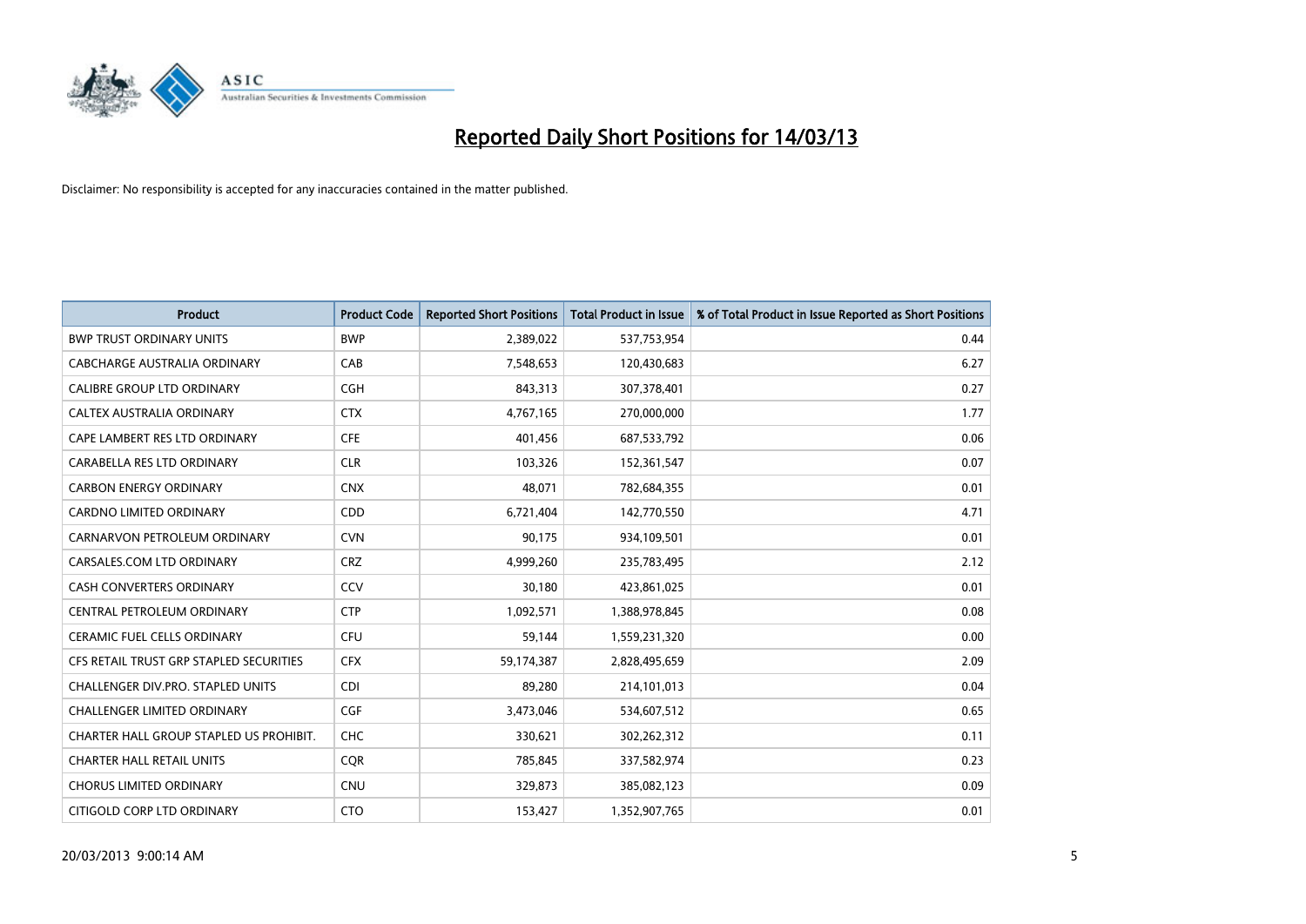# Reported Daily Short Positions for 14/03/13

Disclaimer: No responsibility is accepted for any inaccuracies contained in the matter published.

| Product | Product Code | Reported Short Positions | Total Product in Issue | % of Total Product in Issue Reported as Short Positions |
|---|---|---|---|---|
| BWP TRUST ORDINARY UNITS | BWP | 2,389,022 | 537,753,954 | 0.44 |
| CABCHARGE AUSTRALIA ORDINARY | CAB | 7,548,653 | 120,430,683 | 6.27 |
| CALIBRE GROUP LTD ORDINARY | CGH | 843,313 | 307,378,401 | 0.27 |
| CALTEX AUSTRALIA ORDINARY | CTX | 4,767,165 | 270,000,000 | 1.77 |
| CAPE LAMBERT RES LTD ORDINARY | CFE | 401,456 | 687,533,792 | 0.06 |
| CARABELLA RES LTD ORDINARY | CLR | 103,326 | 152,361,547 | 0.07 |
| CARBON ENERGY ORDINARY | CNX | 48,071 | 782,684,355 | 0.01 |
| CARDNO LIMITED ORDINARY | CDD | 6,721,404 | 142,770,550 | 4.71 |
| CARNARVON PETROLEUM ORDINARY | CVN | 90,175 | 934,109,501 | 0.01 |
| CARSALES.COM LTD ORDINARY | CRZ | 4,999,260 | 235,783,495 | 2.12 |
| CASH CONVERTERS ORDINARY | CCV | 30,180 | 423,861,025 | 0.01 |
| CENTRAL PETROLEUM ORDINARY | CTP | 1,092,571 | 1,388,978,845 | 0.08 |
| CERAMIC FUEL CELLS ORDINARY | CFU | 59,144 | 1,559,231,320 | 0.00 |
| CFS RETAIL TRUST GRP STAPLED SECURITIES | CFX | 59,174,387 | 2,828,495,659 | 2.09 |
| CHALLENGER DIV.PRO. STAPLED UNITS | CDI | 89,280 | 214,101,013 | 0.04 |
| CHALLENGER LIMITED ORDINARY | CGF | 3,473,046 | 534,607,512 | 0.65 |
| CHARTER HALL GROUP STAPLED US PROHIBIT. | CHC | 330,621 | 302,262,312 | 0.11 |
| CHARTER HALL RETAIL UNITS | CQR | 785,845 | 337,582,974 | 0.23 |
| CHORUS LIMITED ORDINARY | CNU | 329,873 | 385,082,123 | 0.09 |
| CITIGOLD CORP LTD ORDINARY | CTO | 153,427 | 1,352,907,765 | 0.01 |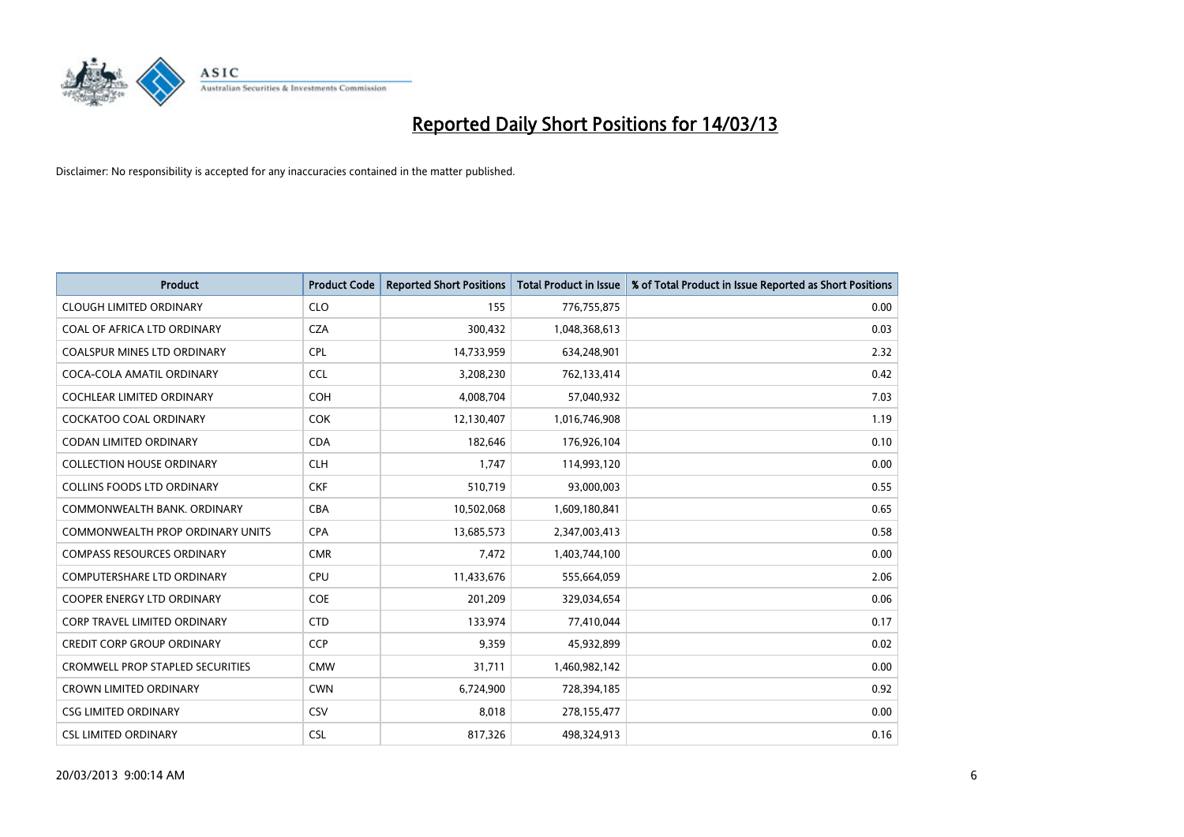# Reported Daily Short Positions for 14/03/13

Disclaimer: No responsibility is accepted for any inaccuracies contained in the matter published.

| Product | Product Code | Reported Short Positions | Total Product in Issue | % of Total Product in Issue Reported as Short Positions |
|---|---|---|---|---|
| CLOUGH LIMITED ORDINARY | CLO | 155 | 776,755,875 | 0.00 |
| COAL OF AFRICA LTD ORDINARY | CZA | 300,432 | 1,048,368,613 | 0.03 |
| COALSPUR MINES LTD ORDINARY | CPL | 14,733,959 | 634,248,901 | 2.32 |
| COCA-COLA AMATIL ORDINARY | CCL | 3,208,230 | 762,133,414 | 0.42 |
| COCHLEAR LIMITED ORDINARY | COH | 4,008,704 | 57,040,932 | 7.03 |
| COCKATOO COAL ORDINARY | COK | 12,130,407 | 1,016,746,908 | 1.19 |
| CODAN LIMITED ORDINARY | CDA | 182,646 | 176,926,104 | 0.10 |
| COLLECTION HOUSE ORDINARY | CLH | 1,747 | 114,993,120 | 0.00 |
| COLLINS FOODS LTD ORDINARY | CKF | 510,719 | 93,000,003 | 0.55 |
| COMMONWEALTH BANK. ORDINARY | CBA | 10,502,068 | 1,609,180,841 | 0.65 |
| COMMONWEALTH PROP ORDINARY UNITS | CPA | 13,685,573 | 2,347,003,413 | 0.58 |
| COMPASS RESOURCES ORDINARY | CMR | 7,472 | 1,403,744,100 | 0.00 |
| COMPUTERSHARE LTD ORDINARY | CPU | 11,433,676 | 555,664,059 | 2.06 |
| COOPER ENERGY LTD ORDINARY | COE | 201,209 | 329,034,654 | 0.06 |
| CORP TRAVEL LIMITED ORDINARY | CTD | 133,974 | 77,410,044 | 0.17 |
| CREDIT CORP GROUP ORDINARY | CCP | 9,359 | 45,932,899 | 0.02 |
| CROMWELL PROP STAPLED SECURITIES | CMW | 31,711 | 1,460,982,142 | 0.00 |
| CROWN LIMITED ORDINARY | CWN | 6,724,900 | 728,394,185 | 0.92 |
| CSG LIMITED ORDINARY | CSV | 8,018 | 278,155,477 | 0.00 |
| CSL LIMITED ORDINARY | CSL | 817,326 | 498,324,913 | 0.16 |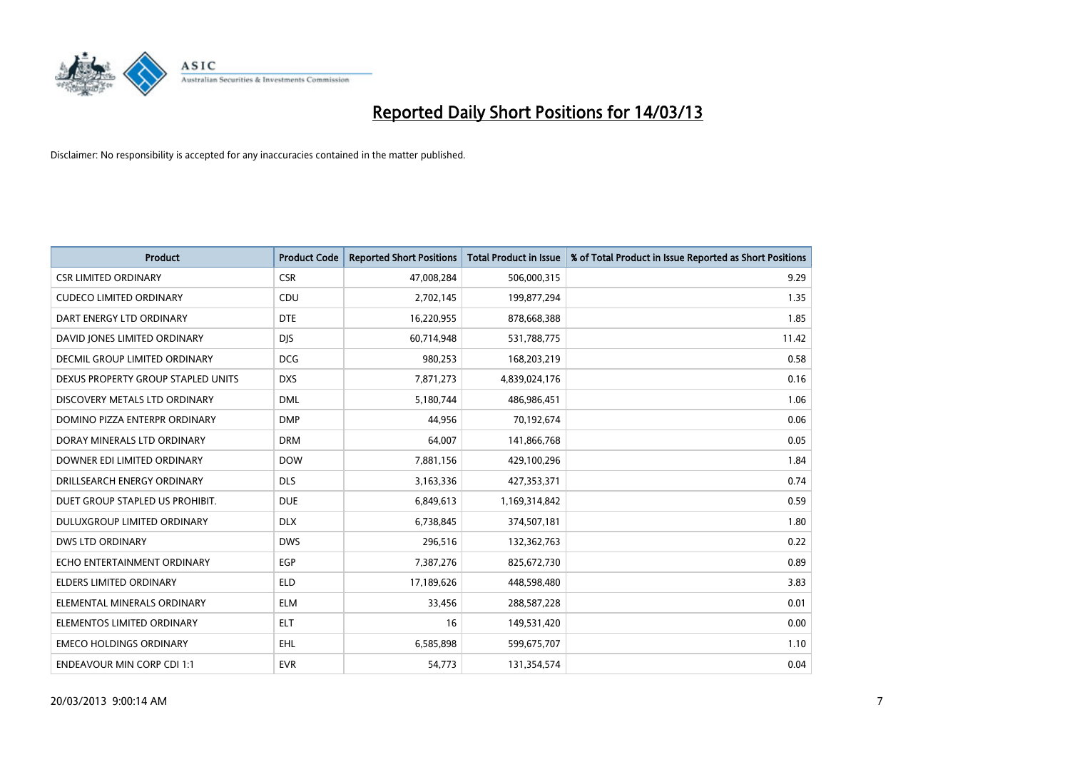# Reported Daily Short Positions for 14/03/13

Disclaimer: No responsibility is accepted for any inaccuracies contained in the matter published.

| Product | Product Code | Reported Short Positions | Total Product in Issue | % of Total Product in Issue Reported as Short Positions |
|---|---|---|---|---|
| CSR LIMITED ORDINARY | CSR | 47,008,284 | 506,000,315 | 9.29 |
| CUDECO LIMITED ORDINARY | CDU | 2,702,145 | 199,877,294 | 1.35 |
| DART ENERGY LTD ORDINARY | DTE | 16,220,955 | 878,668,388 | 1.85 |
| DAVID JONES LIMITED ORDINARY | DJS | 60,714,948 | 531,788,775 | 11.42 |
| DECMIL GROUP LIMITED ORDINARY | DCG | 980,253 | 168,203,219 | 0.58 |
| DEXUS PROPERTY GROUP STAPLED UNITS | DXS | 7,871,273 | 4,839,024,176 | 0.16 |
| DISCOVERY METALS LTD ORDINARY | DML | 5,180,744 | 486,986,451 | 1.06 |
| DOMINO PIZZA ENTERPR ORDINARY | DMP | 44,956 | 70,192,674 | 0.06 |
| DORAY MINERALS LTD ORDINARY | DRM | 64,007 | 141,866,768 | 0.05 |
| DOWNER EDI LIMITED ORDINARY | DOW | 7,881,156 | 429,100,296 | 1.84 |
| DRILLSEARCH ENERGY ORDINARY | DLS | 3,163,336 | 427,353,371 | 0.74 |
| DUET GROUP STAPLED US PROHIBIT. | DUE | 6,849,613 | 1,169,314,842 | 0.59 |
| DULUXGROUP LIMITED ORDINARY | DLX | 6,738,845 | 374,507,181 | 1.80 |
| DWS LTD ORDINARY | DWS | 296,516 | 132,362,763 | 0.22 |
| ECHO ENTERTAINMENT ORDINARY | EGP | 7,387,276 | 825,672,730 | 0.89 |
| ELDERS LIMITED ORDINARY | ELD | 17,189,626 | 448,598,480 | 3.83 |
| ELEMENTAL MINERALS ORDINARY | ELM | 33,456 | 288,587,228 | 0.01 |
| ELEMENTOS LIMITED ORDINARY | ELT | 16 | 149,531,420 | 0.00 |
| EMECO HOLDINGS ORDINARY | EHL | 6,585,898 | 599,675,707 | 1.10 |
| ENDEAVOUR MIN CORP CDI 1:1 | EVR | 54,773 | 131,354,574 | 0.04 |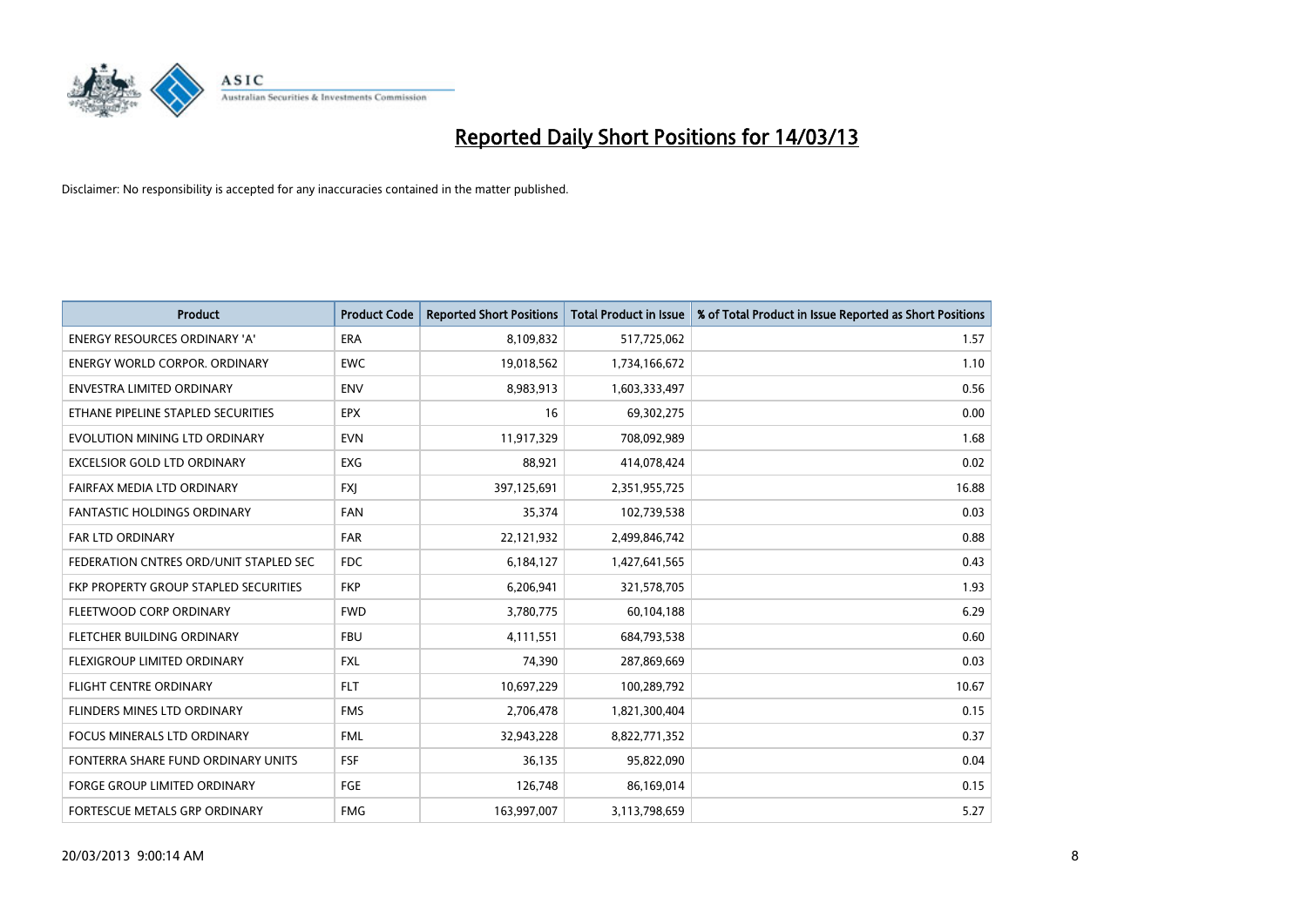# Reported Daily Short Positions for 14/03/13

Disclaimer: No responsibility is accepted for any inaccuracies contained in the matter published.

| Product | Product Code | Reported Short Positions | Total Product in Issue | % of Total Product in Issue Reported as Short Positions |
|---|---|---|---|---|
| ENERGY RESOURCES ORDINARY 'A' | ERA | 8,109,832 | 517,725,062 | 1.57 |
| ENERGY WORLD CORPOR. ORDINARY | EWC | 19,018,562 | 1,734,166,672 | 1.10 |
| ENVESTRA LIMITED ORDINARY | ENV | 8,983,913 | 1,603,333,497 | 0.56 |
| ETHANE PIPELINE STAPLED SECURITIES | EPX | 16 | 69,302,275 | 0.00 |
| EVOLUTION MINING LTD ORDINARY | EVN | 11,917,329 | 708,092,989 | 1.68 |
| EXCELSIOR GOLD LTD ORDINARY | EXG | 88,921 | 414,078,424 | 0.02 |
| FAIRFAX MEDIA LTD ORDINARY | FXJ | 397,125,691 | 2,351,955,725 | 16.88 |
| FANTASTIC HOLDINGS ORDINARY | FAN | 35,374 | 102,739,538 | 0.03 |
| FAR LTD ORDINARY | FAR | 22,121,932 | 2,499,846,742 | 0.88 |
| FEDERATION CNTRES ORD/UNIT STAPLED SEC | FDC | 6,184,127 | 1,427,641,565 | 0.43 |
| FKP PROPERTY GROUP STAPLED SECURITIES | FKP | 6,206,941 | 321,578,705 | 1.93 |
| FLEETWOOD CORP ORDINARY | FWD | 3,780,775 | 60,104,188 | 6.29 |
| FLETCHER BUILDING ORDINARY | FBU | 4,111,551 | 684,793,538 | 0.60 |
| FLEXIGROUP LIMITED ORDINARY | FXL | 74,390 | 287,869,669 | 0.03 |
| FLIGHT CENTRE ORDINARY | FLT | 10,697,229 | 100,289,792 | 10.67 |
| FLINDERS MINES LTD ORDINARY | FMS | 2,706,478 | 1,821,300,404 | 0.15 |
| FOCUS MINERALS LTD ORDINARY | FML | 32,943,228 | 8,822,771,352 | 0.37 |
| FONTERRA SHARE FUND ORDINARY UNITS | FSF | 36,135 | 95,822,090 | 0.04 |
| FORGE GROUP LIMITED ORDINARY | FGE | 126,748 | 86,169,014 | 0.15 |
| FORTESCUE METALS GRP ORDINARY | FMG | 163,997,007 | 3,113,798,659 | 5.27 |

20/03/2013 9:00:14 AM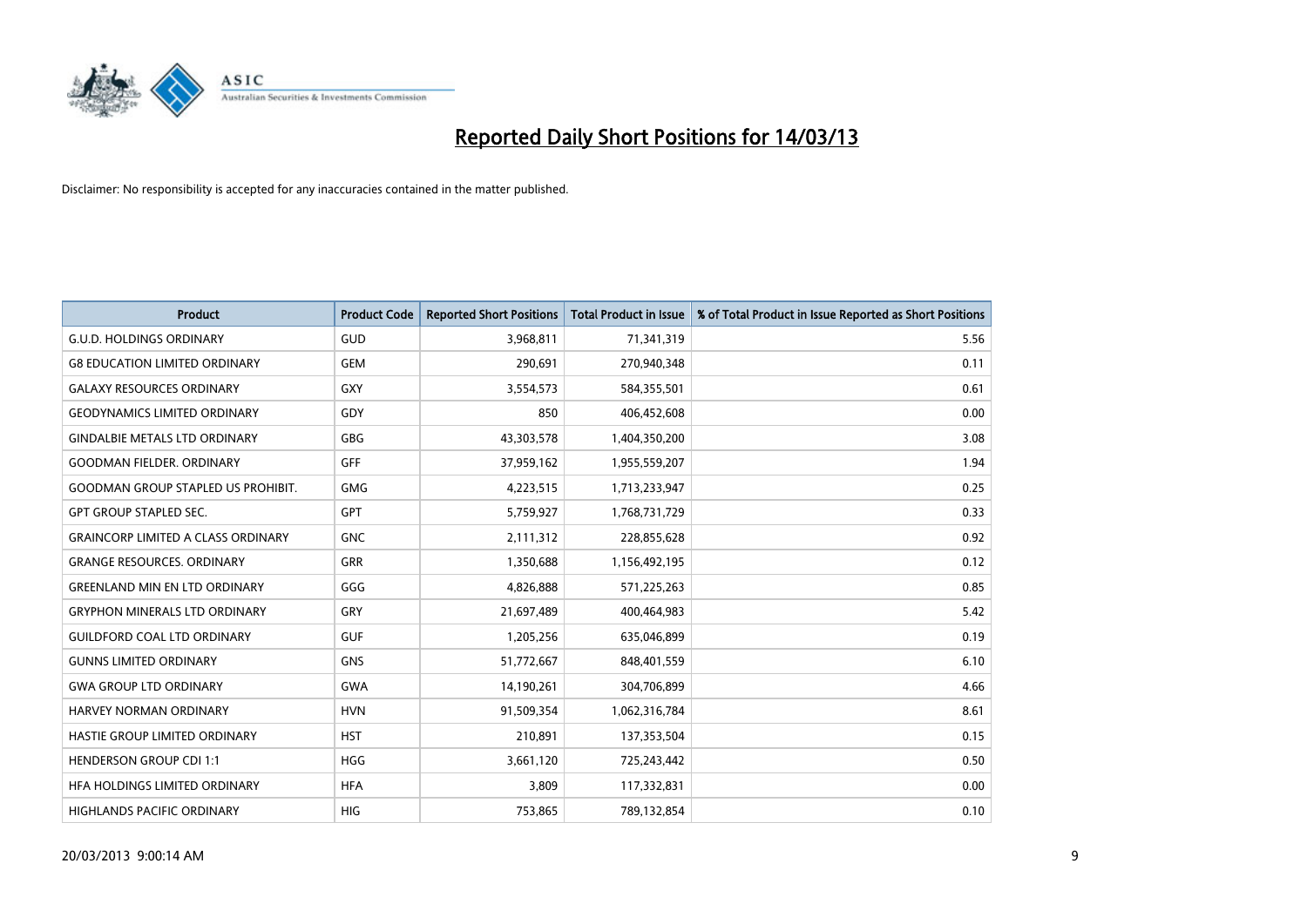# Reported Daily Short Positions for 14/03/13

Disclaimer: No responsibility is accepted for any inaccuracies contained in the matter published.

| Product | Product Code | Reported Short Positions | Total Product in Issue | % of Total Product in Issue Reported as Short Positions |
|---|---|---|---|---|
| G.U.D. HOLDINGS ORDINARY | GUD | 3,968,811 | 71,341,319 | 5.56 |
| G8 EDUCATION LIMITED ORDINARY | GEM | 290,691 | 270,940,348 | 0.11 |
| GALAXY RESOURCES ORDINARY | GXY | 3,554,573 | 584,355,501 | 0.61 |
| GEODYNAMICS LIMITED ORDINARY | GDY | 850 | 406,452,608 | 0.00 |
| GINDALBIE METALS LTD ORDINARY | GBG | 43,303,578 | 1,404,350,200 | 3.08 |
| GOODMAN FIELDER. ORDINARY | GFF | 37,959,162 | 1,955,559,207 | 1.94 |
| GOODMAN GROUP STAPLED US PROHIBIT. | GMG | 4,223,515 | 1,713,233,947 | 0.25 |
| GPT GROUP STAPLED SEC. | GPT | 5,759,927 | 1,768,731,729 | 0.33 |
| GRAINCORP LIMITED A CLASS ORDINARY | GNC | 2,111,312 | 228,855,628 | 0.92 |
| GRANGE RESOURCES. ORDINARY | GRR | 1,350,688 | 1,156,492,195 | 0.12 |
| GREENLAND MIN EN LTD ORDINARY | GGG | 4,826,888 | 571,225,263 | 0.85 |
| GRYPHON MINERALS LTD ORDINARY | GRY | 21,697,489 | 400,464,983 | 5.42 |
| GUILDFORD COAL LTD ORDINARY | GUF | 1,205,256 | 635,046,899 | 0.19 |
| GUNNS LIMITED ORDINARY | GNS | 51,772,667 | 848,401,559 | 6.10 |
| GWA GROUP LTD ORDINARY | GWA | 14,190,261 | 304,706,899 | 4.66 |
| HARVEY NORMAN ORDINARY | HVN | 91,509,354 | 1,062,316,784 | 8.61 |
| HASTIE GROUP LIMITED ORDINARY | HST | 210,891 | 137,353,504 | 0.15 |
| HENDERSON GROUP CDI 1:1 | HGG | 3,661,120 | 725,243,442 | 0.50 |
| HFA HOLDINGS LIMITED ORDINARY | HFA | 3,809 | 117,332,831 | 0.00 |
| HIGHLANDS PACIFIC ORDINARY | HIG | 753,865 | 789,132,854 | 0.10 |

20/03/2013 9:00:14 AM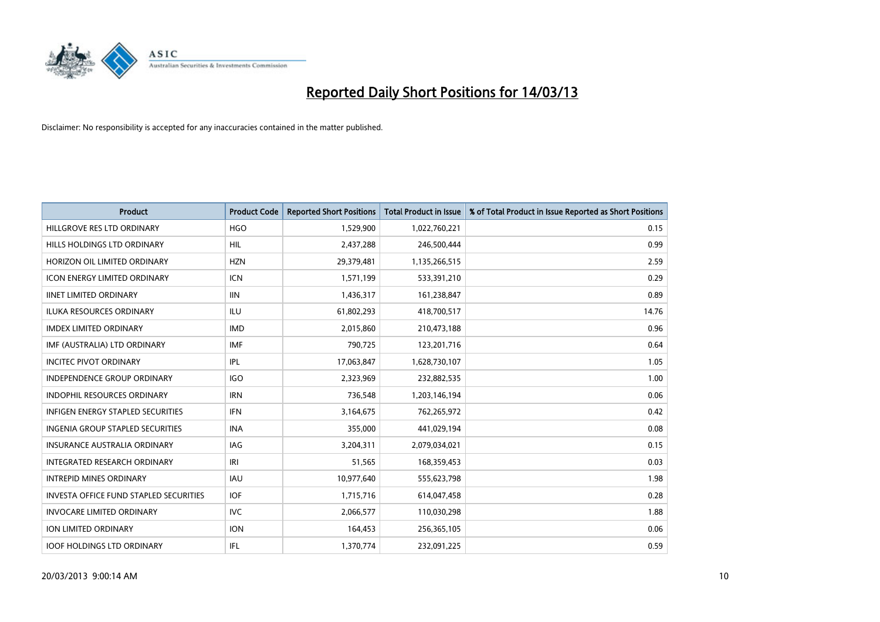# Reported Daily Short Positions for 14/03/13

Disclaimer: No responsibility is accepted for any inaccuracies contained in the matter published.

| Product | Product Code | Reported Short Positions | Total Product in Issue | % of Total Product in Issue Reported as Short Positions |
|---|---|---|---|---|
| HILLGROVE RES LTD ORDINARY | HGO | 1,529,900 | 1,022,760,221 | 0.15 |
| HILLS HOLDINGS LTD ORDINARY | HIL | 2,437,288 | 246,500,444 | 0.99 |
| HORIZON OIL LIMITED ORDINARY | HZN | 29,379,481 | 1,135,266,515 | 2.59 |
| ICON ENERGY LIMITED ORDINARY | ICN | 1,571,199 | 533,391,210 | 0.29 |
| IINET LIMITED ORDINARY | IIN | 1,436,317 | 161,238,847 | 0.89 |
| ILUKA RESOURCES ORDINARY | ILU | 61,802,293 | 418,700,517 | 14.76 |
| IMDEX LIMITED ORDINARY | IMD | 2,015,860 | 210,473,188 | 0.96 |
| IMF (AUSTRALIA) LTD ORDINARY | IMF | 790,725 | 123,201,716 | 0.64 |
| INCITEC PIVOT ORDINARY | IPL | 17,063,847 | 1,628,730,107 | 1.05 |
| INDEPENDENCE GROUP ORDINARY | IGO | 2,323,969 | 232,882,535 | 1.00 |
| INDOPHIL RESOURCES ORDINARY | IRN | 736,548 | 1,203,146,194 | 0.06 |
| INFIGEN ENERGY STAPLED SECURITIES | IFN | 3,164,675 | 762,265,972 | 0.42 |
| INGENIA GROUP STAPLED SECURITIES | INA | 355,000 | 441,029,194 | 0.08 |
| INSURANCE AUSTRALIA ORDINARY | IAG | 3,204,311 | 2,079,034,021 | 0.15 |
| INTEGRATED RESEARCH ORDINARY | IRI | 51,565 | 168,359,453 | 0.03 |
| INTREPID MINES ORDINARY | IAU | 10,977,640 | 555,623,798 | 1.98 |
| INVESTA OFFICE FUND STAPLED SECURITIES | IOF | 1,715,716 | 614,047,458 | 0.28 |
| INVOCARE LIMITED ORDINARY | IVC | 2,066,577 | 110,030,298 | 1.88 |
| ION LIMITED ORDINARY | ION | 164,453 | 256,365,105 | 0.06 |
| IOOF HOLDINGS LTD ORDINARY | IFL | 1,370,774 | 232,091,225 | 0.59 |

20/03/2013 9:00:14 AM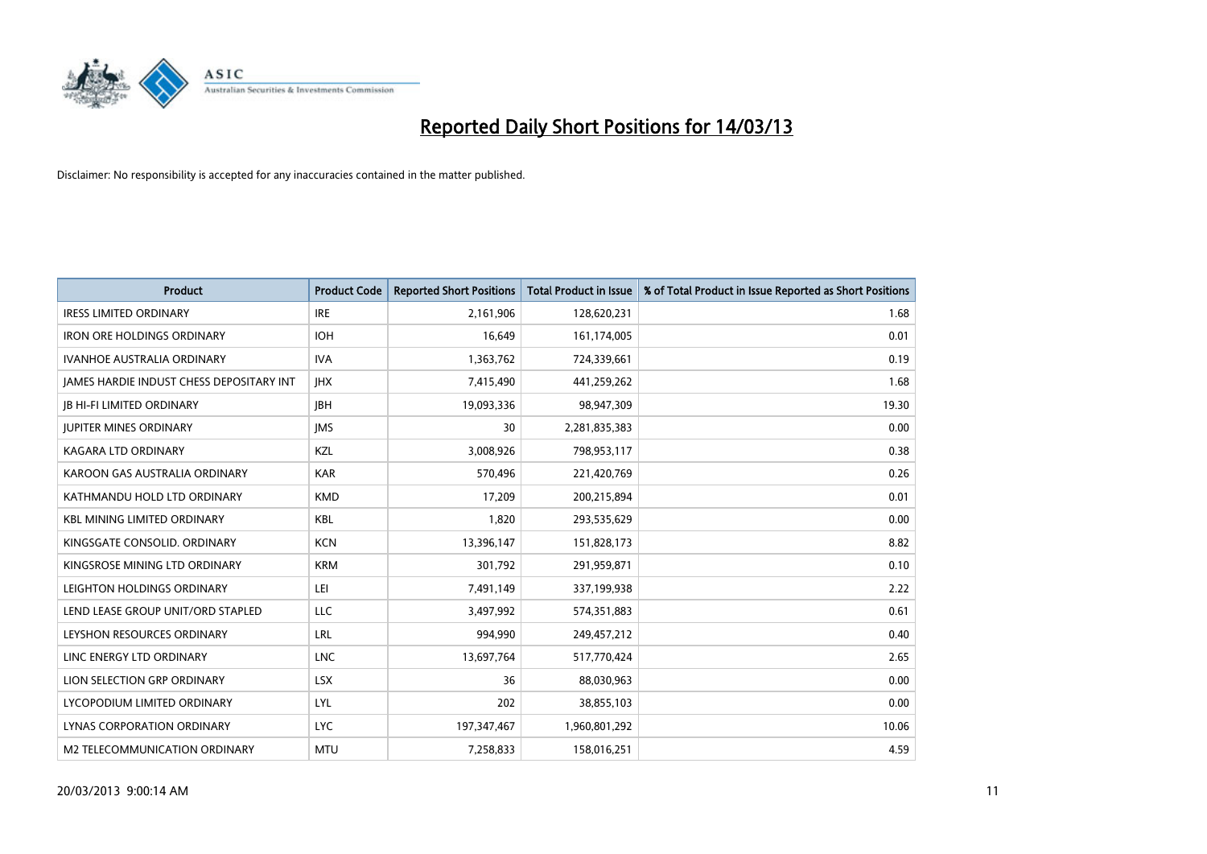# Reported Daily Short Positions for 14/03/13

Disclaimer: No responsibility is accepted for any inaccuracies contained in the matter published.

| Product | Product Code | Reported Short Positions | Total Product in Issue | % of Total Product in Issue Reported as Short Positions |
|---|---|---|---|---|
| IRESS LIMITED ORDINARY | IRE | 2,161,906 | 128,620,231 | 1.68 |
| IRON ORE HOLDINGS ORDINARY | IOH | 16,649 | 161,174,005 | 0.01 |
| IVANHOE AUSTRALIA ORDINARY | IVA | 1,363,762 | 724,339,661 | 0.19 |
| JAMES HARDIE INDUST CHESS DEPOSITARY INT | JHX | 7,415,490 | 441,259,262 | 1.68 |
| JB HI-FI LIMITED ORDINARY | JBH | 19,093,336 | 98,947,309 | 19.30 |
| JUPITER MINES ORDINARY | JMS | 30 | 2,281,835,383 | 0.00 |
| KAGARA LTD ORDINARY | KZL | 3,008,926 | 798,953,117 | 0.38 |
| KAROON GAS AUSTRALIA ORDINARY | KAR | 570,496 | 221,420,769 | 0.26 |
| KATHMANDU HOLD LTD ORDINARY | KMD | 17,209 | 200,215,894 | 0.01 |
| KBL MINING LIMITED ORDINARY | KBL | 1,820 | 293,535,629 | 0.00 |
| KINGSGATE CONSOLID. ORDINARY | KCN | 13,396,147 | 151,828,173 | 8.82 |
| KINGSROSE MINING LTD ORDINARY | KRM | 301,792 | 291,959,871 | 0.10 |
| LEIGHTON HOLDINGS ORDINARY | LEI | 7,491,149 | 337,199,938 | 2.22 |
| LEND LEASE GROUP UNIT/ORD STAPLED | LLC | 3,497,992 | 574,351,883 | 0.61 |
| LEYSHON RESOURCES ORDINARY | LRL | 994,990 | 249,457,212 | 0.40 |
| LINC ENERGY LTD ORDINARY | LNC | 13,697,764 | 517,770,424 | 2.65 |
| LION SELECTION GRP ORDINARY | LSX | 36 | 88,030,963 | 0.00 |
| LYCOPODIUM LIMITED ORDINARY | LYL | 202 | 38,855,103 | 0.00 |
| LYNAS CORPORATION ORDINARY | LYC | 197,347,467 | 1,960,801,292 | 10.06 |
| M2 TELECOMMUNICATION ORDINARY | MTU | 7,258,833 | 158,016,251 | 4.59 |

20/03/2013 9:00:14 AM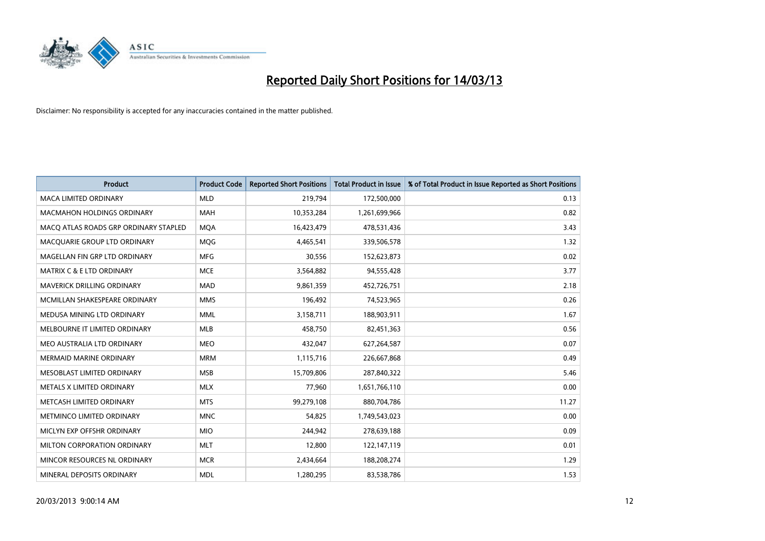# Reported Daily Short Positions for 14/03/13

Disclaimer: No responsibility is accepted for any inaccuracies contained in the matter published.

| Product | Product Code | Reported Short Positions | Total Product in Issue | % of Total Product in Issue Reported as Short Positions |
|---|---|---|---|---|
| MACA LIMITED ORDINARY | MLD | 219,794 | 172,500,000 | 0.13 |
| MACMAHON HOLDINGS ORDINARY | MAH | 10,353,284 | 1,261,699,966 | 0.82 |
| MACQ ATLAS ROADS GRP ORDINARY STAPLED | MQA | 16,423,479 | 478,531,436 | 3.43 |
| MACQUARIE GROUP LTD ORDINARY | MQG | 4,465,541 | 339,506,578 | 1.32 |
| MAGELLAN FIN GRP LTD ORDINARY | MFG | 30,556 | 152,623,873 | 0.02 |
| MATRIX C & E LTD ORDINARY | MCE | 3,564,882 | 94,555,428 | 3.77 |
| MAVERICK DRILLING ORDINARY | MAD | 9,861,359 | 452,726,751 | 2.18 |
| MCMILLAN SHAKESPEARE ORDINARY | MMS | 196,492 | 74,523,965 | 0.26 |
| MEDUSA MINING LTD ORDINARY | MML | 3,158,711 | 188,903,911 | 1.67 |
| MELBOURNE IT LIMITED ORDINARY | MLB | 458,750 | 82,451,363 | 0.56 |
| MEO AUSTRALIA LTD ORDINARY | MEO | 432,047 | 627,264,587 | 0.07 |
| MERMAID MARINE ORDINARY | MRM | 1,115,716 | 226,667,868 | 0.49 |
| MESOBLAST LIMITED ORDINARY | MSB | 15,709,806 | 287,840,322 | 5.46 |
| METALS X LIMITED ORDINARY | MLX | 77,960 | 1,651,766,110 | 0.00 |
| METCASH LIMITED ORDINARY | MTS | 99,279,108 | 880,704,786 | 11.27 |
| METMINCO LIMITED ORDINARY | MNC | 54,825 | 1,749,543,023 | 0.00 |
| MICLYN EXP OFFSHR ORDINARY | MIO | 244,942 | 278,639,188 | 0.09 |
| MILTON CORPORATION ORDINARY | MLT | 12,800 | 122,147,119 | 0.01 |
| MINCOR RESOURCES NL ORDINARY | MCR | 2,434,664 | 188,208,274 | 1.29 |
| MINERAL DEPOSITS ORDINARY | MDL | 1,280,295 | 83,538,786 | 1.53 |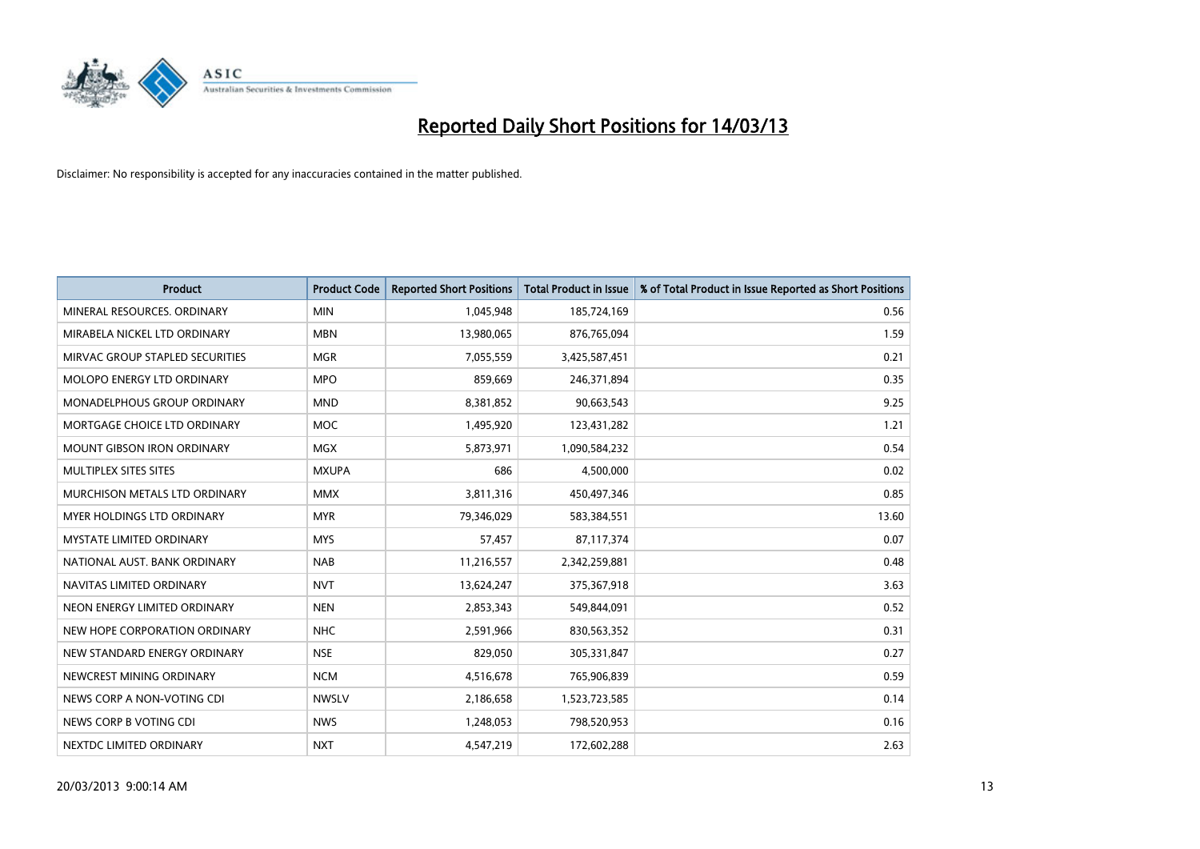# Reported Daily Short Positions for 14/03/13

Disclaimer: No responsibility is accepted for any inaccuracies contained in the matter published.

| Product | Product Code | Reported Short Positions | Total Product in Issue | % of Total Product in Issue Reported as Short Positions |
|---|---|---|---|---|
| MINERAL RESOURCES. ORDINARY | MIN | 1,045,948 | 185,724,169 | 0.56 |
| MIRABELA NICKEL LTD ORDINARY | MBN | 13,980,065 | 876,765,094 | 1.59 |
| MIRVAC GROUP STAPLED SECURITIES | MGR | 7,055,559 | 3,425,587,451 | 0.21 |
| MOLOPO ENERGY LTD ORDINARY | MPO | 859,669 | 246,371,894 | 0.35 |
| MONADELPHOUS GROUP ORDINARY | MND | 8,381,852 | 90,663,543 | 9.25 |
| MORTGAGE CHOICE LTD ORDINARY | MOC | 1,495,920 | 123,431,282 | 1.21 |
| MOUNT GIBSON IRON ORDINARY | MGX | 5,873,971 | 1,090,584,232 | 0.54 |
| MULTIPLEX SITES SITES | MXUPA | 686 | 4,500,000 | 0.02 |
| MURCHISON METALS LTD ORDINARY | MMX | 3,811,316 | 450,497,346 | 0.85 |
| MYER HOLDINGS LTD ORDINARY | MYR | 79,346,029 | 583,384,551 | 13.60 |
| MYSTATE LIMITED ORDINARY | MYS | 57,457 | 87,117,374 | 0.07 |
| NATIONAL AUST. BANK ORDINARY | NAB | 11,216,557 | 2,342,259,881 | 0.48 |
| NAVITAS LIMITED ORDINARY | NVT | 13,624,247 | 375,367,918 | 3.63 |
| NEON ENERGY LIMITED ORDINARY | NEN | 2,853,343 | 549,844,091 | 0.52 |
| NEW HOPE CORPORATION ORDINARY | NHC | 2,591,966 | 830,563,352 | 0.31 |
| NEW STANDARD ENERGY ORDINARY | NSE | 829,050 | 305,331,847 | 0.27 |
| NEWCREST MINING ORDINARY | NCM | 4,516,678 | 765,906,839 | 0.59 |
| NEWS CORP A NON-VOTING CDI | NWSLV | 2,186,658 | 1,523,723,585 | 0.14 |
| NEWS CORP B VOTING CDI | NWS | 1,248,053 | 798,520,953 | 0.16 |
| NEXTDC LIMITED ORDINARY | NXT | 4,547,219 | 172,602,288 | 2.63 |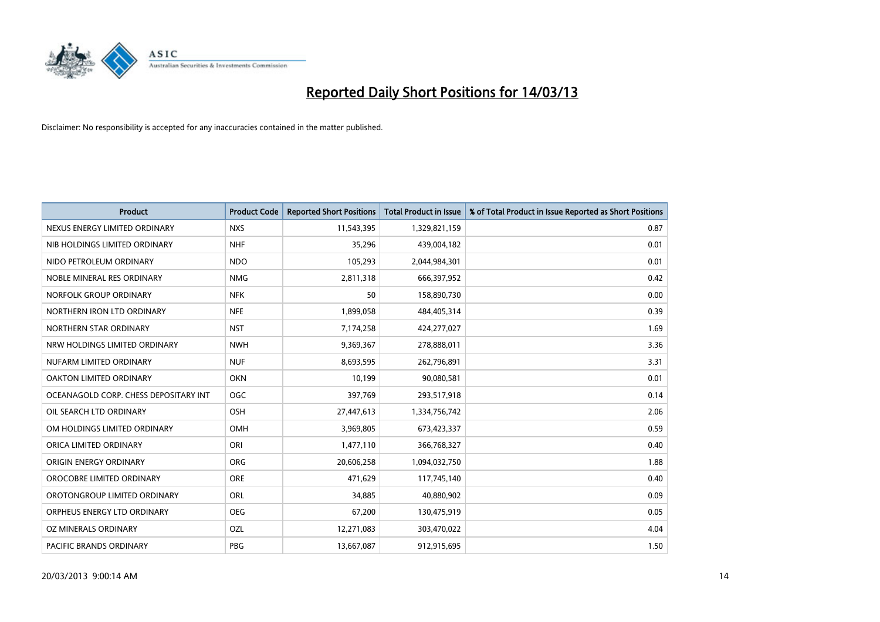# Reported Daily Short Positions for 14/03/13

Disclaimer: No responsibility is accepted for any inaccuracies contained in the matter published.

| Product | Product Code | Reported Short Positions | Total Product in Issue | % of Total Product in Issue Reported as Short Positions |
|---|---|---|---|---|
| NEXUS ENERGY LIMITED ORDINARY | NXS | 11,543,395 | 1,329,821,159 | 0.87 |
| NIB HOLDINGS LIMITED ORDINARY | NHF | 35,296 | 439,004,182 | 0.01 |
| NIDO PETROLEUM ORDINARY | NDO | 105,293 | 2,044,984,301 | 0.01 |
| NOBLE MINERAL RES ORDINARY | NMG | 2,811,318 | 666,397,952 | 0.42 |
| NORFOLK GROUP ORDINARY | NFK | 50 | 158,890,730 | 0.00 |
| NORTHERN IRON LTD ORDINARY | NFE | 1,899,058 | 484,405,314 | 0.39 |
| NORTHERN STAR ORDINARY | NST | 7,174,258 | 424,277,027 | 1.69 |
| NRW HOLDINGS LIMITED ORDINARY | NWH | 9,369,367 | 278,888,011 | 3.36 |
| NUFARM LIMITED ORDINARY | NUF | 8,693,595 | 262,796,891 | 3.31 |
| OAKTON LIMITED ORDINARY | OKN | 10,199 | 90,080,581 | 0.01 |
| OCEANAGOLD CORP. CHESS DEPOSITARY INT | OGC | 397,769 | 293,517,918 | 0.14 |
| OIL SEARCH LTD ORDINARY | OSH | 27,447,613 | 1,334,756,742 | 2.06 |
| OM HOLDINGS LIMITED ORDINARY | OMH | 3,969,805 | 673,423,337 | 0.59 |
| ORICA LIMITED ORDINARY | ORI | 1,477,110 | 366,768,327 | 0.40 |
| ORIGIN ENERGY ORDINARY | ORG | 20,606,258 | 1,094,032,750 | 1.88 |
| OROCOBRE LIMITED ORDINARY | ORE | 471,629 | 117,745,140 | 0.40 |
| OROTONGROUP LIMITED ORDINARY | ORL | 34,885 | 40,880,902 | 0.09 |
| ORPHEUS ENERGY LTD ORDINARY | OEG | 67,200 | 130,475,919 | 0.05 |
| OZ MINERALS ORDINARY | OZL | 12,271,083 | 303,470,022 | 4.04 |
| PACIFIC BRANDS ORDINARY | PBG | 13,667,087 | 912,915,695 | 1.50 |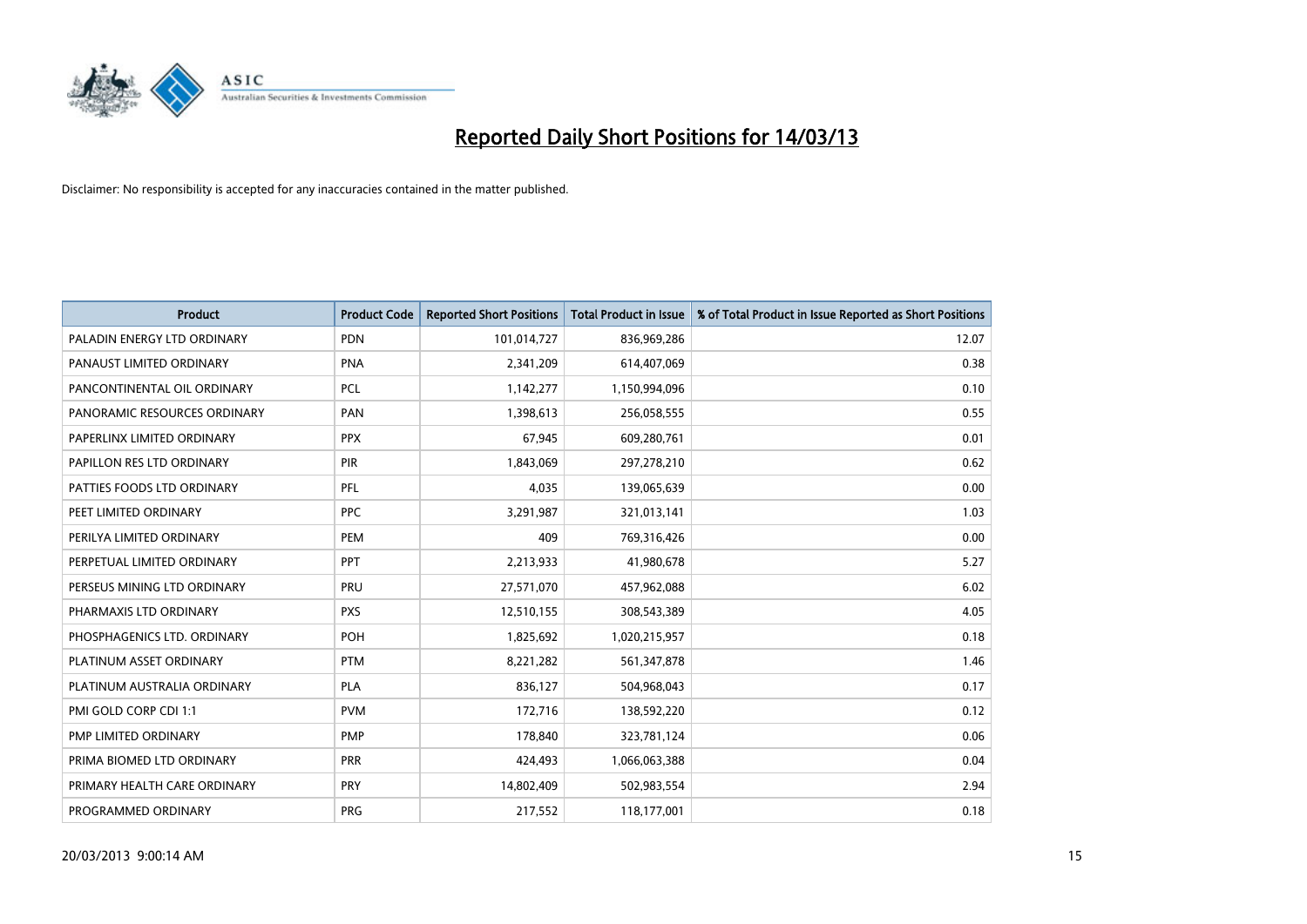# Reported Daily Short Positions for 14/03/13

Disclaimer: No responsibility is accepted for any inaccuracies contained in the matter published.

| Product | Product Code | Reported Short Positions | Total Product in Issue | % of Total Product in Issue Reported as Short Positions |
|---|---|---|---|---|
| PALADIN ENERGY LTD ORDINARY | PDN | 101,014,727 | 836,969,286 | 12.07 |
| PANAUST LIMITED ORDINARY | PNA | 2,341,209 | 614,407,069 | 0.38 |
| PANCONTINENTAL OIL ORDINARY | PCL | 1,142,277 | 1,150,994,096 | 0.10 |
| PANORAMIC RESOURCES ORDINARY | PAN | 1,398,613 | 256,058,555 | 0.55 |
| PAPERLINX LIMITED ORDINARY | PPX | 67,945 | 609,280,761 | 0.01 |
| PAPILLON RES LTD ORDINARY | PIR | 1,843,069 | 297,278,210 | 0.62 |
| PATTIES FOODS LTD ORDINARY | PFL | 4,035 | 139,065,639 | 0.00 |
| PEET LIMITED ORDINARY | PPC | 3,291,987 | 321,013,141 | 1.03 |
| PERILYA LIMITED ORDINARY | PEM | 409 | 769,316,426 | 0.00 |
| PERPETUAL LIMITED ORDINARY | PPT | 2,213,933 | 41,980,678 | 5.27 |
| PERSEUS MINING LTD ORDINARY | PRU | 27,571,070 | 457,962,088 | 6.02 |
| PHARMAXIS LTD ORDINARY | PXS | 12,510,155 | 308,543,389 | 4.05 |
| PHOSPHAGENICS LTD. ORDINARY | POH | 1,825,692 | 1,020,215,957 | 0.18 |
| PLATINUM ASSET ORDINARY | PTM | 8,221,282 | 561,347,878 | 1.46 |
| PLATINUM AUSTRALIA ORDINARY | PLA | 836,127 | 504,968,043 | 0.17 |
| PMI GOLD CORP CDI 1:1 | PVM | 172,716 | 138,592,220 | 0.12 |
| PMP LIMITED ORDINARY | PMP | 178,840 | 323,781,124 | 0.06 |
| PRIMA BIOMED LTD ORDINARY | PRR | 424,493 | 1,066,063,388 | 0.04 |
| PRIMARY HEALTH CARE ORDINARY | PRY | 14,802,409 | 502,983,554 | 2.94 |
| PROGRAMMED ORDINARY | PRG | 217,552 | 118,177,001 | 0.18 |

20/03/2013 9:00:14 AM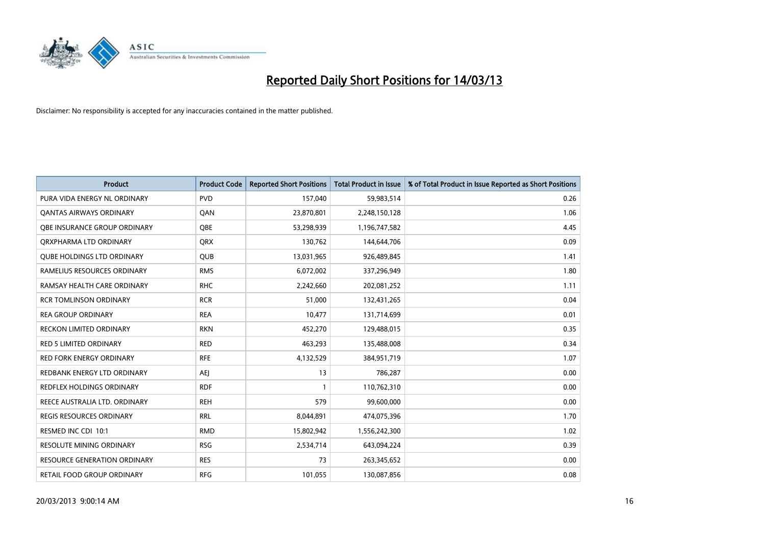# Reported Daily Short Positions for 14/03/13

Disclaimer: No responsibility is accepted for any inaccuracies contained in the matter published.

| Product | Product Code | Reported Short Positions | Total Product in Issue | % of Total Product in Issue Reported as Short Positions |
|---|---|---|---|---|
| PURA VIDA ENERGY NL ORDINARY | PVD | 157,040 | 59,983,514 | 0.26 |
| QANTAS AIRWAYS ORDINARY | QAN | 23,870,801 | 2,248,150,128 | 1.06 |
| QBE INSURANCE GROUP ORDINARY | QBE | 53,298,939 | 1,196,747,582 | 4.45 |
| QRXPHARMA LTD ORDINARY | QRX | 130,762 | 144,644,706 | 0.09 |
| QUBE HOLDINGS LTD ORDINARY | QUB | 13,031,965 | 926,489,845 | 1.41 |
| RAMELIUS RESOURCES ORDINARY | RMS | 6,072,002 | 337,296,949 | 1.80 |
| RAMSAY HEALTH CARE ORDINARY | RHC | 2,242,660 | 202,081,252 | 1.11 |
| RCR TOMLINSON ORDINARY | RCR | 51,000 | 132,431,265 | 0.04 |
| REA GROUP ORDINARY | REA | 10,477 | 131,714,699 | 0.01 |
| RECKON LIMITED ORDINARY | RKN | 452,270 | 129,488,015 | 0.35 |
| RED 5 LIMITED ORDINARY | RED | 463,293 | 135,488,008 | 0.34 |
| RED FORK ENERGY ORDINARY | RFE | 4,132,529 | 384,951,719 | 1.07 |
| REDBANK ENERGY LTD ORDINARY | AEJ | 13 | 786,287 | 0.00 |
| REDFLEX HOLDINGS ORDINARY | RDF | 1 | 110,762,310 | 0.00 |
| REECE AUSTRALIA LTD. ORDINARY | REH | 579 | 99,600,000 | 0.00 |
| REGIS RESOURCES ORDINARY | RRL | 8,044,891 | 474,075,396 | 1.70 |
| RESMED INC CDI 10:1 | RMD | 15,802,942 | 1,556,242,300 | 1.02 |
| RESOLUTE MINING ORDINARY | RSG | 2,534,714 | 643,094,224 | 0.39 |
| RESOURCE GENERATION ORDINARY | RES | 73 | 263,345,652 | 0.00 |
| RETAIL FOOD GROUP ORDINARY | RFG | 101,055 | 130,087,856 | 0.08 |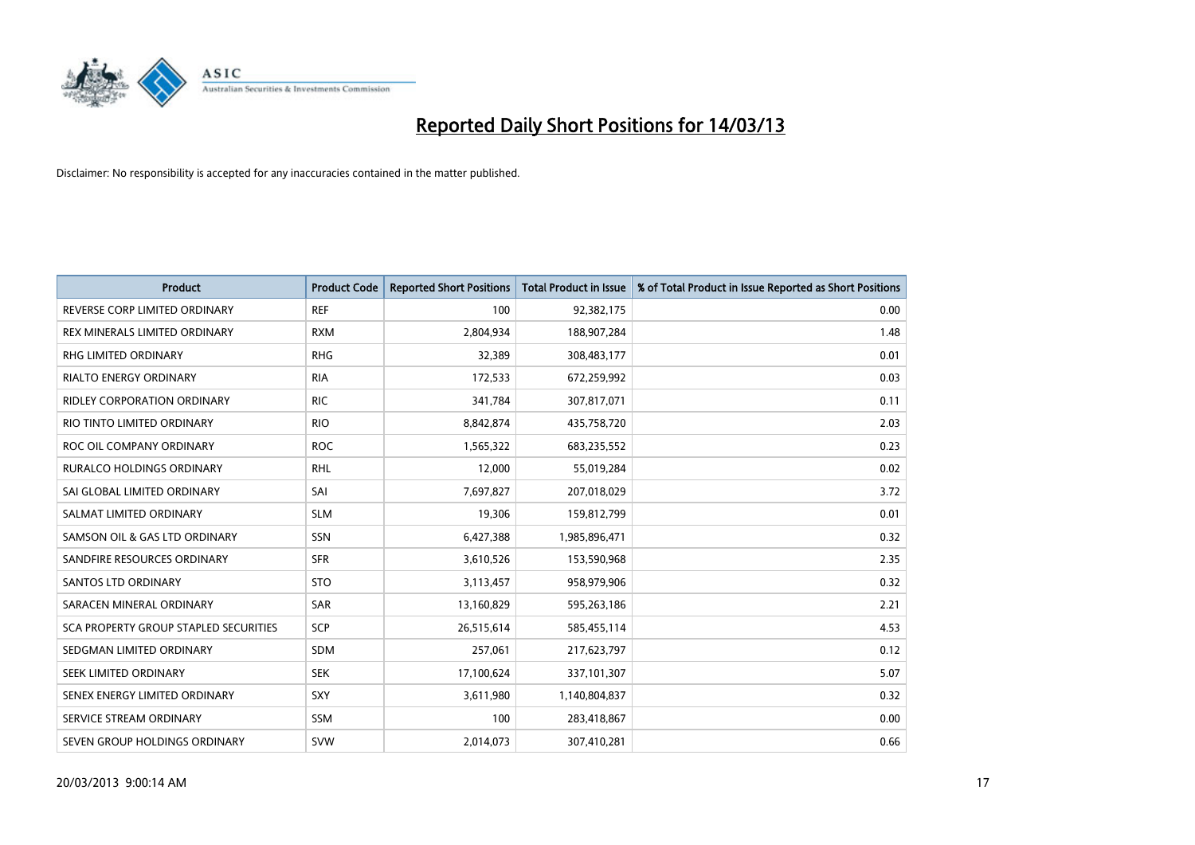# Reported Daily Short Positions for 14/03/13

Disclaimer: No responsibility is accepted for any inaccuracies contained in the matter published.

| Product | Product Code | Reported Short Positions | Total Product in Issue | % of Total Product in Issue Reported as Short Positions |
|---|---|---|---|---|
| REVERSE CORP LIMITED ORDINARY | REF | 100 | 92,382,175 | 0.00 |
| REX MINERALS LIMITED ORDINARY | RXM | 2,804,934 | 188,907,284 | 1.48 |
| RHG LIMITED ORDINARY | RHG | 32,389 | 308,483,177 | 0.01 |
| RIALTO ENERGY ORDINARY | RIA | 172,533 | 672,259,992 | 0.03 |
| RIDLEY CORPORATION ORDINARY | RIC | 341,784 | 307,817,071 | 0.11 |
| RIO TINTO LIMITED ORDINARY | RIO | 8,842,874 | 435,758,720 | 2.03 |
| ROC OIL COMPANY ORDINARY | ROC | 1,565,322 | 683,235,552 | 0.23 |
| RURALCO HOLDINGS ORDINARY | RHL | 12,000 | 55,019,284 | 0.02 |
| SAI GLOBAL LIMITED ORDINARY | SAI | 7,697,827 | 207,018,029 | 3.72 |
| SALMAT LIMITED ORDINARY | SLM | 19,306 | 159,812,799 | 0.01 |
| SAMSON OIL & GAS LTD ORDINARY | SSN | 6,427,388 | 1,985,896,471 | 0.32 |
| SANDFIRE RESOURCES ORDINARY | SFR | 3,610,526 | 153,590,968 | 2.35 |
| SANTOS LTD ORDINARY | STO | 3,113,457 | 958,979,906 | 0.32 |
| SARACEN MINERAL ORDINARY | SAR | 13,160,829 | 595,263,186 | 2.21 |
| SCA PROPERTY GROUP STAPLED SECURITIES | SCP | 26,515,614 | 585,455,114 | 4.53 |
| SEDGMAN LIMITED ORDINARY | SDM | 257,061 | 217,623,797 | 0.12 |
| SEEK LIMITED ORDINARY | SEK | 17,100,624 | 337,101,307 | 5.07 |
| SENEX ENERGY LIMITED ORDINARY | SXY | 3,611,980 | 1,140,804,837 | 0.32 |
| SERVICE STREAM ORDINARY | SSM | 100 | 283,418,867 | 0.00 |
| SEVEN GROUP HOLDINGS ORDINARY | SVW | 2,014,073 | 307,410,281 | 0.66 |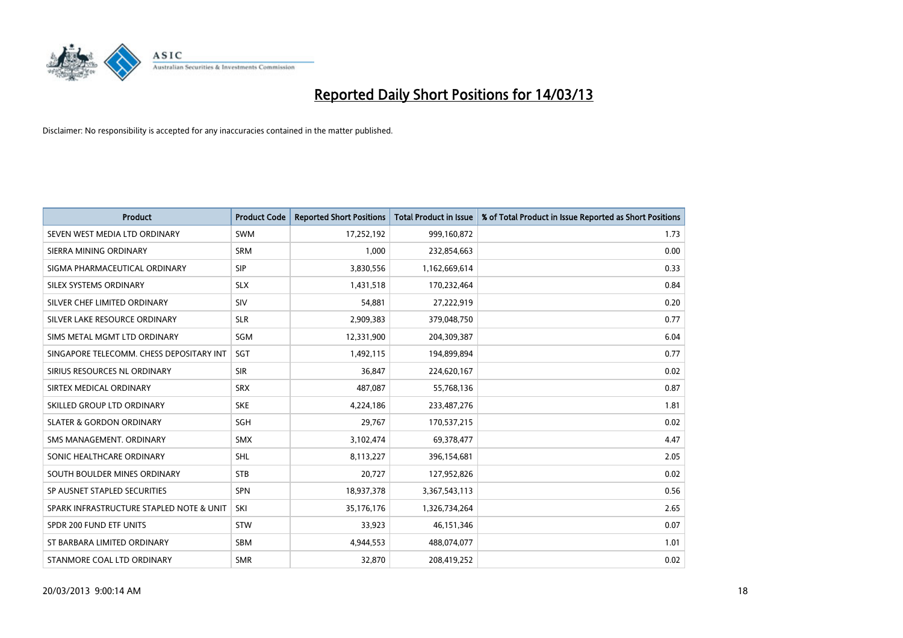# Reported Daily Short Positions for 14/03/13

Disclaimer: No responsibility is accepted for any inaccuracies contained in the matter published.

| Product | Product Code | Reported Short Positions | Total Product in Issue | % of Total Product in Issue Reported as Short Positions |
|---|---|---|---|---|
| SEVEN WEST MEDIA LTD ORDINARY | SWM | 17,252,192 | 999,160,872 | 1.73 |
| SIERRA MINING ORDINARY | SRM | 1,000 | 232,854,663 | 0.00 |
| SIGMA PHARMACEUTICAL ORDINARY | SIP | 3,830,556 | 1,162,669,614 | 0.33 |
| SILEX SYSTEMS ORDINARY | SLX | 1,431,518 | 170,232,464 | 0.84 |
| SILVER CHEF LIMITED ORDINARY | SIV | 54,881 | 27,222,919 | 0.20 |
| SILVER LAKE RESOURCE ORDINARY | SLR | 2,909,383 | 379,048,750 | 0.77 |
| SIMS METAL MGMT LTD ORDINARY | SGM | 12,331,900 | 204,309,387 | 6.04 |
| SINGAPORE TELECOMM. CHESS DEPOSITARY INT | SGT | 1,492,115 | 194,899,894 | 0.77 |
| SIRIUS RESOURCES NL ORDINARY | SIR | 36,847 | 224,620,167 | 0.02 |
| SIRTEX MEDICAL ORDINARY | SRX | 487,087 | 55,768,136 | 0.87 |
| SKILLED GROUP LTD ORDINARY | SKE | 4,224,186 | 233,487,276 | 1.81 |
| SLATER & GORDON ORDINARY | SGH | 29,767 | 170,537,215 | 0.02 |
| SMS MANAGEMENT. ORDINARY | SMX | 3,102,474 | 69,378,477 | 4.47 |
| SONIC HEALTHCARE ORDINARY | SHL | 8,113,227 | 396,154,681 | 2.05 |
| SOUTH BOULDER MINES ORDINARY | STB | 20,727 | 127,952,826 | 0.02 |
| SP AUSNET STAPLED SECURITIES | SPN | 18,937,378 | 3,367,543,113 | 0.56 |
| SPARK INFRASTRUCTURE STAPLED NOTE & UNIT | SKI | 35,176,176 | 1,326,734,264 | 2.65 |
| SPDR 200 FUND ETF UNITS | STW | 33,923 | 46,151,346 | 0.07 |
| ST BARBARA LIMITED ORDINARY | SBM | 4,944,553 | 488,074,077 | 1.01 |
| STANMORE COAL LTD ORDINARY | SMR | 32,870 | 208,419,252 | 0.02 |

20/03/2013 9:00:14 AM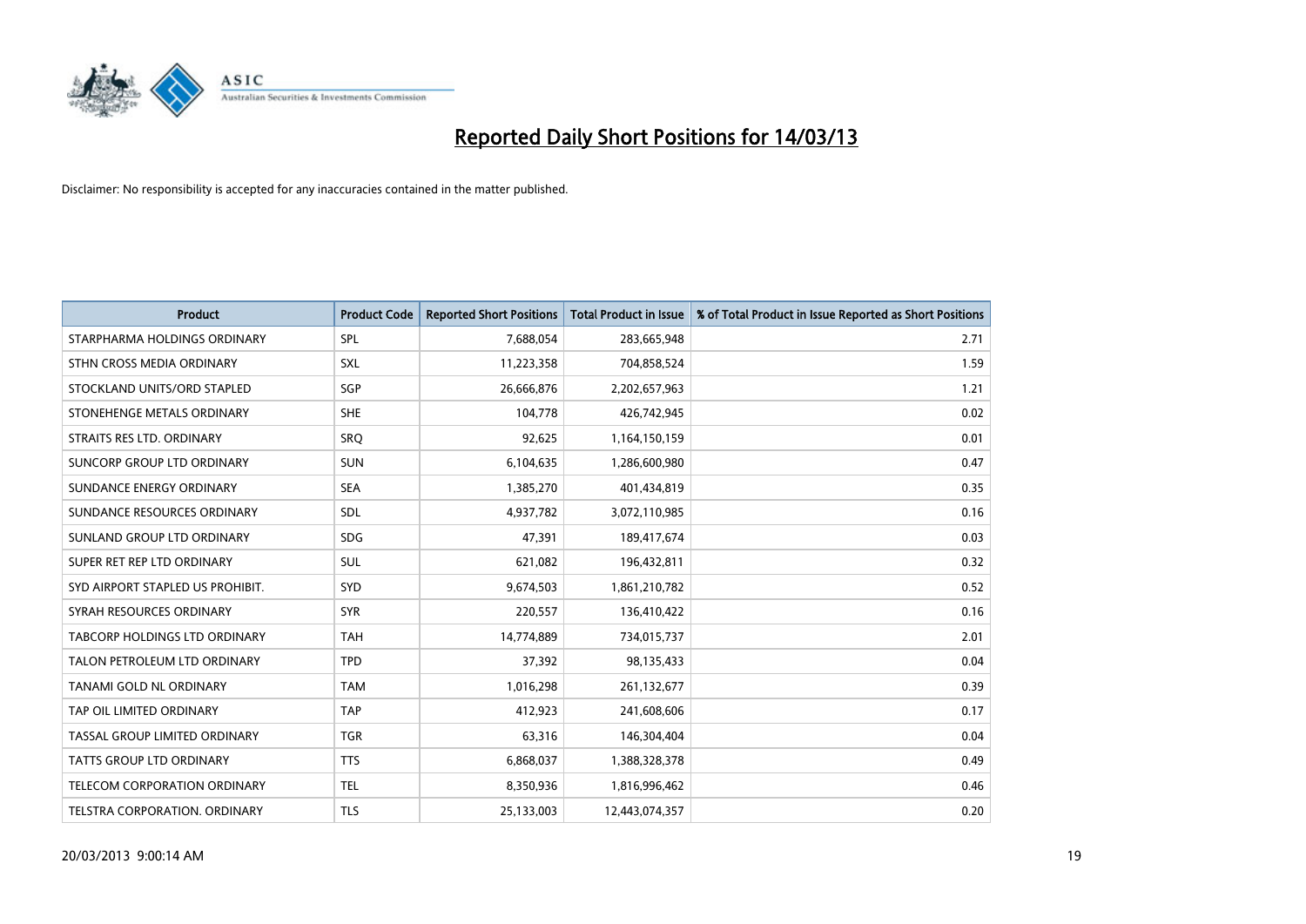# Reported Daily Short Positions for 14/03/13

Disclaimer: No responsibility is accepted for any inaccuracies contained in the matter published.

| Product | Product Code | Reported Short Positions | Total Product in Issue | % of Total Product in Issue Reported as Short Positions |
|---|---|---|---|---|
| STARPHARMA HOLDINGS ORDINARY | SPL | 7,688,054 | 283,665,948 | 2.71 |
| STHN CROSS MEDIA ORDINARY | SXL | 11,223,358 | 704,858,524 | 1.59 |
| STOCKLAND UNITS/ORD STAPLED | SGP | 26,666,876 | 2,202,657,963 | 1.21 |
| STONEHENGE METALS ORDINARY | SHE | 104,778 | 426,742,945 | 0.02 |
| STRAITS RES LTD. ORDINARY | SRQ | 92,625 | 1,164,150,159 | 0.01 |
| SUNCORP GROUP LTD ORDINARY | SUN | 6,104,635 | 1,286,600,980 | 0.47 |
| SUNDANCE ENERGY ORDINARY | SEA | 1,385,270 | 401,434,819 | 0.35 |
| SUNDANCE RESOURCES ORDINARY | SDL | 4,937,782 | 3,072,110,985 | 0.16 |
| SUNLAND GROUP LTD ORDINARY | SDG | 47,391 | 189,417,674 | 0.03 |
| SUPER RET REP LTD ORDINARY | SUL | 621,082 | 196,432,811 | 0.32 |
| SYD AIRPORT STAPLED US PROHIBIT. | SYD | 9,674,503 | 1,861,210,782 | 0.52 |
| SYRAH RESOURCES ORDINARY | SYR | 220,557 | 136,410,422 | 0.16 |
| TABCORP HOLDINGS LTD ORDINARY | TAH | 14,774,889 | 734,015,737 | 2.01 |
| TALON PETROLEUM LTD ORDINARY | TPD | 37,392 | 98,135,433 | 0.04 |
| TANAMI GOLD NL ORDINARY | TAM | 1,016,298 | 261,132,677 | 0.39 |
| TAP OIL LIMITED ORDINARY | TAP | 412,923 | 241,608,606 | 0.17 |
| TASSAL GROUP LIMITED ORDINARY | TGR | 63,316 | 146,304,404 | 0.04 |
| TATTS GROUP LTD ORDINARY | TTS | 6,868,037 | 1,388,328,378 | 0.49 |
| TELECOM CORPORATION ORDINARY | TEL | 8,350,936 | 1,816,996,462 | 0.46 |
| TELSTRA CORPORATION. ORDINARY | TLS | 25,133,003 | 12,443,074,357 | 0.20 |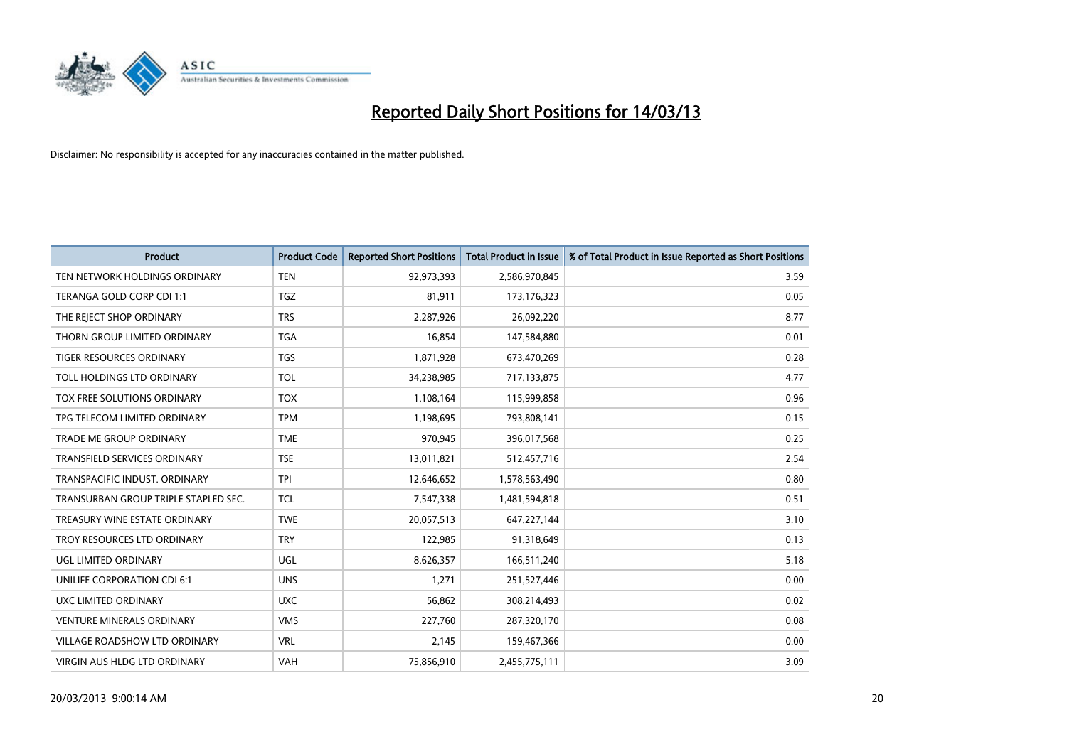# Reported Daily Short Positions for 14/03/13

Disclaimer: No responsibility is accepted for any inaccuracies contained in the matter published.

| Product | Product Code | Reported Short Positions | Total Product in Issue | % of Total Product in Issue Reported as Short Positions |
|---|---|---|---|---|
| TEN NETWORK HOLDINGS ORDINARY | TEN | 92,973,393 | 2,586,970,845 | 3.59 |
| TERANGA GOLD CORP CDI 1:1 | TGZ | 81,911 | 173,176,323 | 0.05 |
| THE REJECT SHOP ORDINARY | TRS | 2,287,926 | 26,092,220 | 8.77 |
| THORN GROUP LIMITED ORDINARY | TGA | 16,854 | 147,584,880 | 0.01 |
| TIGER RESOURCES ORDINARY | TGS | 1,871,928 | 673,470,269 | 0.28 |
| TOLL HOLDINGS LTD ORDINARY | TOL | 34,238,985 | 717,133,875 | 4.77 |
| TOX FREE SOLUTIONS ORDINARY | TOX | 1,108,164 | 115,999,858 | 0.96 |
| TPG TELECOM LIMITED ORDINARY | TPM | 1,198,695 | 793,808,141 | 0.15 |
| TRADE ME GROUP ORDINARY | TME | 970,945 | 396,017,568 | 0.25 |
| TRANSFIELD SERVICES ORDINARY | TSE | 13,011,821 | 512,457,716 | 2.54 |
| TRANSPACIFIC INDUST. ORDINARY | TPI | 12,646,652 | 1,578,563,490 | 0.80 |
| TRANSURBAN GROUP TRIPLE STAPLED SEC. | TCL | 7,547,338 | 1,481,594,818 | 0.51 |
| TREASURY WINE ESTATE ORDINARY | TWE | 20,057,513 | 647,227,144 | 3.10 |
| TROY RESOURCES LTD ORDINARY | TRY | 122,985 | 91,318,649 | 0.13 |
| UGL LIMITED ORDINARY | UGL | 8,626,357 | 166,511,240 | 5.18 |
| UNILIFE CORPORATION CDI 6:1 | UNS | 1,271 | 251,527,446 | 0.00 |
| UXC LIMITED ORDINARY | UXC | 56,862 | 308,214,493 | 0.02 |
| VENTURE MINERALS ORDINARY | VMS | 227,760 | 287,320,170 | 0.08 |
| VILLAGE ROADSHOW LTD ORDINARY | VRL | 2,145 | 159,467,366 | 0.00 |
| VIRGIN AUS HLDG LTD ORDINARY | VAH | 75,856,910 | 2,455,775,111 | 3.09 |

20/03/2013 9:00:14 AM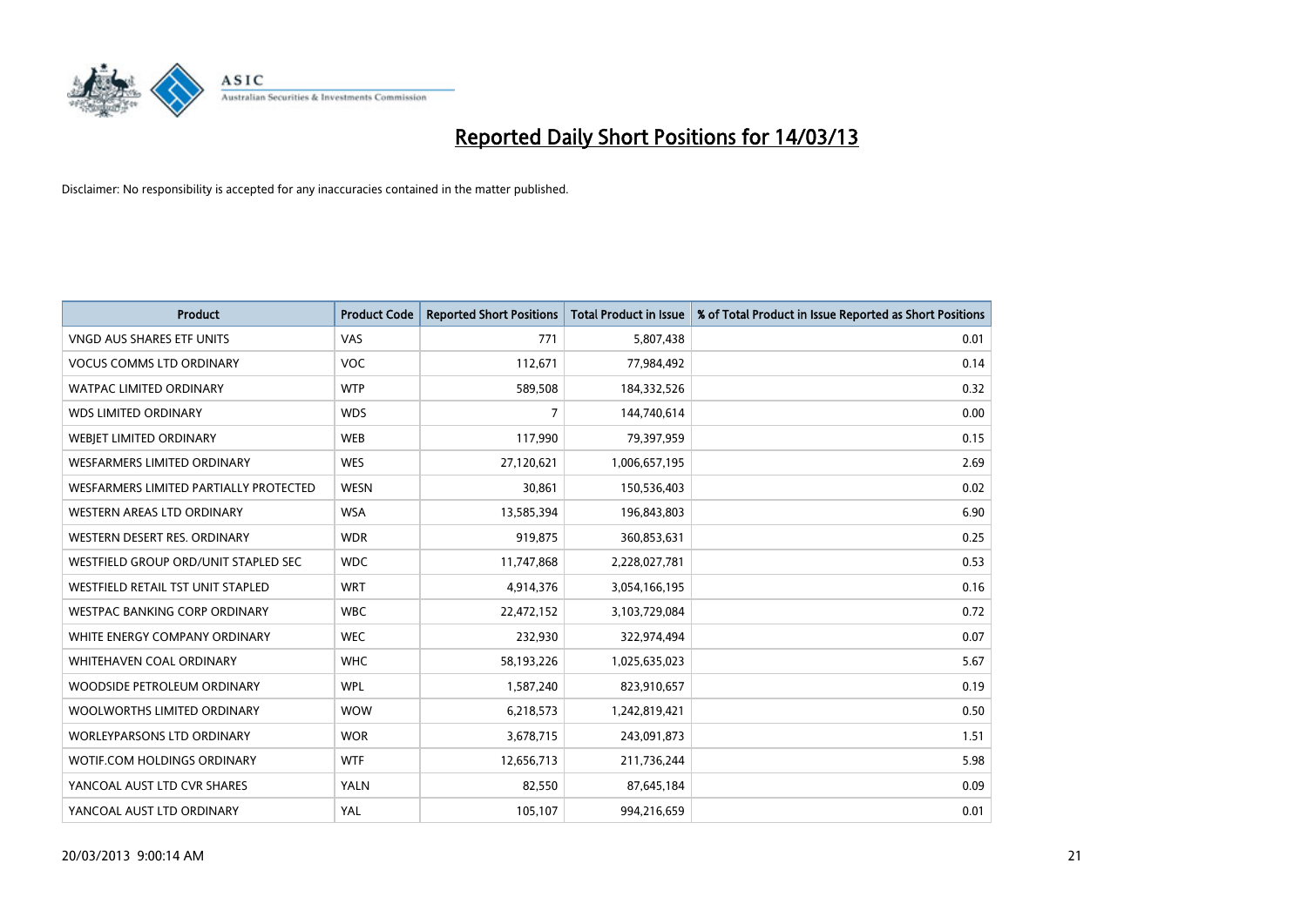# Reported Daily Short Positions for 14/03/13

Disclaimer: No responsibility is accepted for any inaccuracies contained in the matter published.

| Product | Product Code | Reported Short Positions | Total Product in Issue | % of Total Product in Issue Reported as Short Positions |
|---|---|---|---|---|
| VNGD AUS SHARES ETF UNITS | VAS | 771 | 5,807,438 | 0.01 |
| VOCUS COMMS LTD ORDINARY | VOC | 112,671 | 77,984,492 | 0.14 |
| WATPAC LIMITED ORDINARY | WTP | 589,508 | 184,332,526 | 0.32 |
| WDS LIMITED ORDINARY | WDS | 7 | 144,740,614 | 0.00 |
| WEBJET LIMITED ORDINARY | WEB | 117,990 | 79,397,959 | 0.15 |
| WESFARMERS LIMITED ORDINARY | WES | 27,120,621 | 1,006,657,195 | 2.69 |
| WESFARMERS LIMITED PARTIALLY PROTECTED | WESN | 30,861 | 150,536,403 | 0.02 |
| WESTERN AREAS LTD ORDINARY | WSA | 13,585,394 | 196,843,803 | 6.90 |
| WESTERN DESERT RES. ORDINARY | WDR | 919,875 | 360,853,631 | 0.25 |
| WESTFIELD GROUP ORD/UNIT STAPLED SEC | WDC | 11,747,868 | 2,228,027,781 | 0.53 |
| WESTFIELD RETAIL TST UNIT STAPLED | WRT | 4,914,376 | 3,054,166,195 | 0.16 |
| WESTPAC BANKING CORP ORDINARY | WBC | 22,472,152 | 3,103,729,084 | 0.72 |
| WHITE ENERGY COMPANY ORDINARY | WEC | 232,930 | 322,974,494 | 0.07 |
| WHITEHAVEN COAL ORDINARY | WHC | 58,193,226 | 1,025,635,023 | 5.67 |
| WOODSIDE PETROLEUM ORDINARY | WPL | 1,587,240 | 823,910,657 | 0.19 |
| WOOLWORTHS LIMITED ORDINARY | WOW | 6,218,573 | 1,242,819,421 | 0.50 |
| WORLEYPARSONS LTD ORDINARY | WOR | 3,678,715 | 243,091,873 | 1.51 |
| WOTIF.COM HOLDINGS ORDINARY | WTF | 12,656,713 | 211,736,244 | 5.98 |
| YANCOAL AUST LTD CVR SHARES | YALN | 82,550 | 87,645,184 | 0.09 |
| YANCOAL AUST LTD ORDINARY | YAL | 105,107 | 994,216,659 | 0.01 |